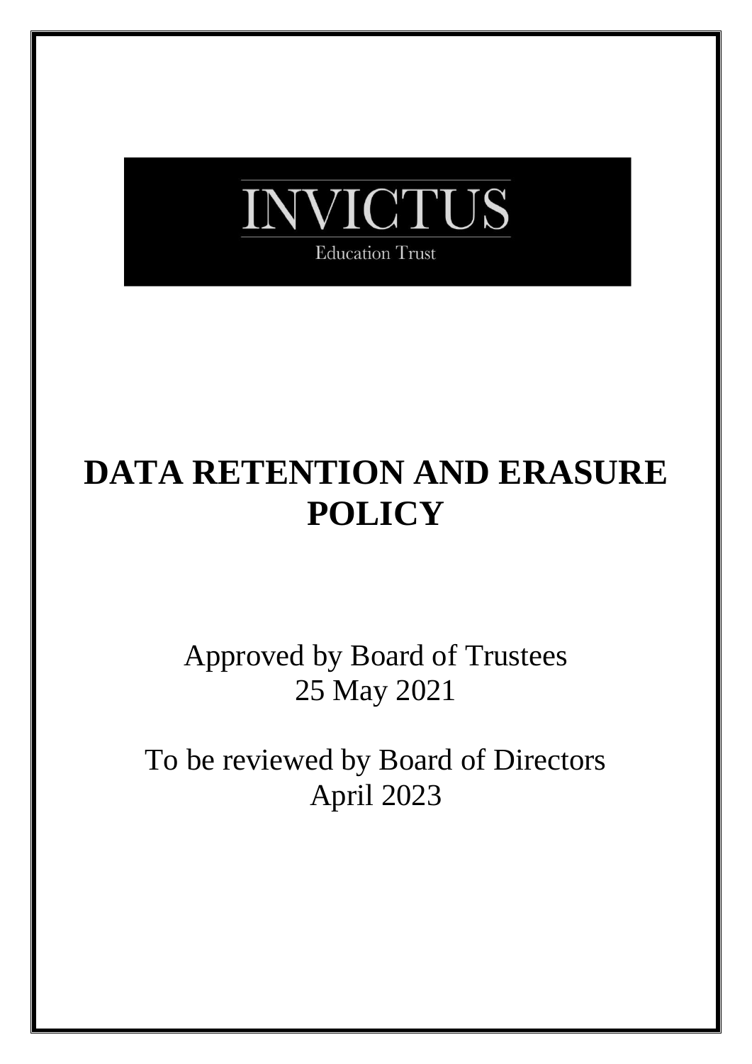INVICTUS

Education Trust

# DATA RETENTION AND ERASURE POLICY

Approved by Board of Trustees
25 May 2021

To be reviewed by Board of Directors
April 2023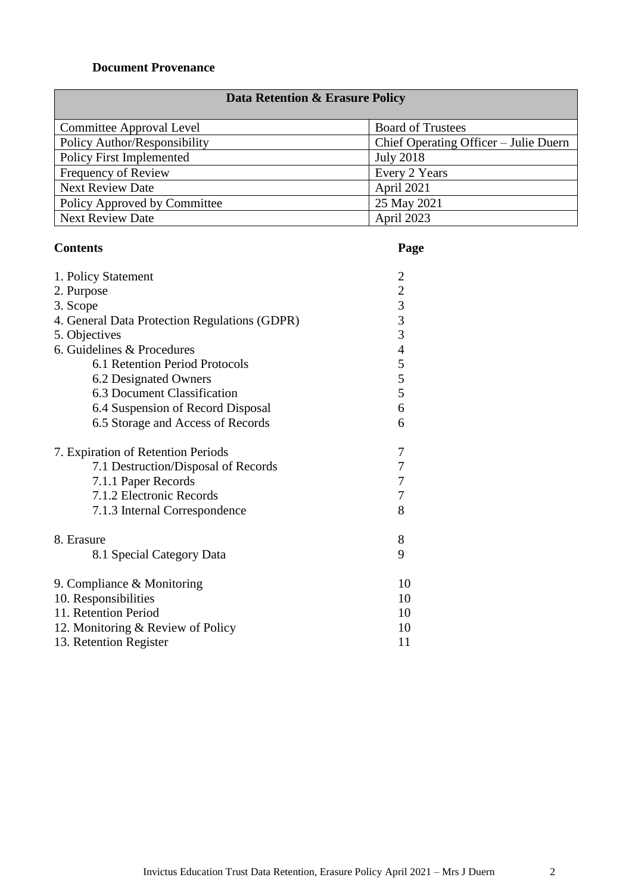**Document Provenance**

| Data Retention & Erasure Policy | |
|---|---|
| Committee Approval Level | Board of Trustees |
| Policy Author/Responsibility | Chief Operating Officer – Julie Duern |
| Policy First Implemented | July 2018 |
| Frequency of Review | Every 2 Years |
| Next Review Date | April 2021 |
| Policy Approved by Committee | 25 May 2021 |
| Next Review Date | April 2023 |

**Contents** **Page**

| | |
|---|---|
| 1. Policy Statement | 2 |
| 2. Purpose | 2 |
| 3. Scope | 3 |
| 4. General Data Protection Regulations (GDPR) | 3 |
| 5. Objectives | 3 |
| 6. Guidelines & Procedures | 4 |
| 6.1 Retention Period Protocols | 5 |
| 6.2 Designated Owners | 5 |
| 6.3 Document Classification | 5 |
| 6.4 Suspension of Record Disposal | 6 |
| 6.5 Storage and Access of Records | 6 |
| 7. Expiration of Retention Periods | 7 |
| 7.1 Destruction/Disposal of Records | 7 |
| 7.1.1 Paper Records | 7 |
| 7.1.2 Electronic Records | 7 |
| 7.1.3 Internal Correspondence | 8 |
| 8. Erasure | 8 |
| 8.1 Special Category Data | 9 |
| 9. Compliance & Monitoring | 10 |
| 10. Responsibilities | 10 |
| 11. Retention Period | 10 |
| 12. Monitoring & Review of Policy | 10 |
| 13. Retention Register | 11 |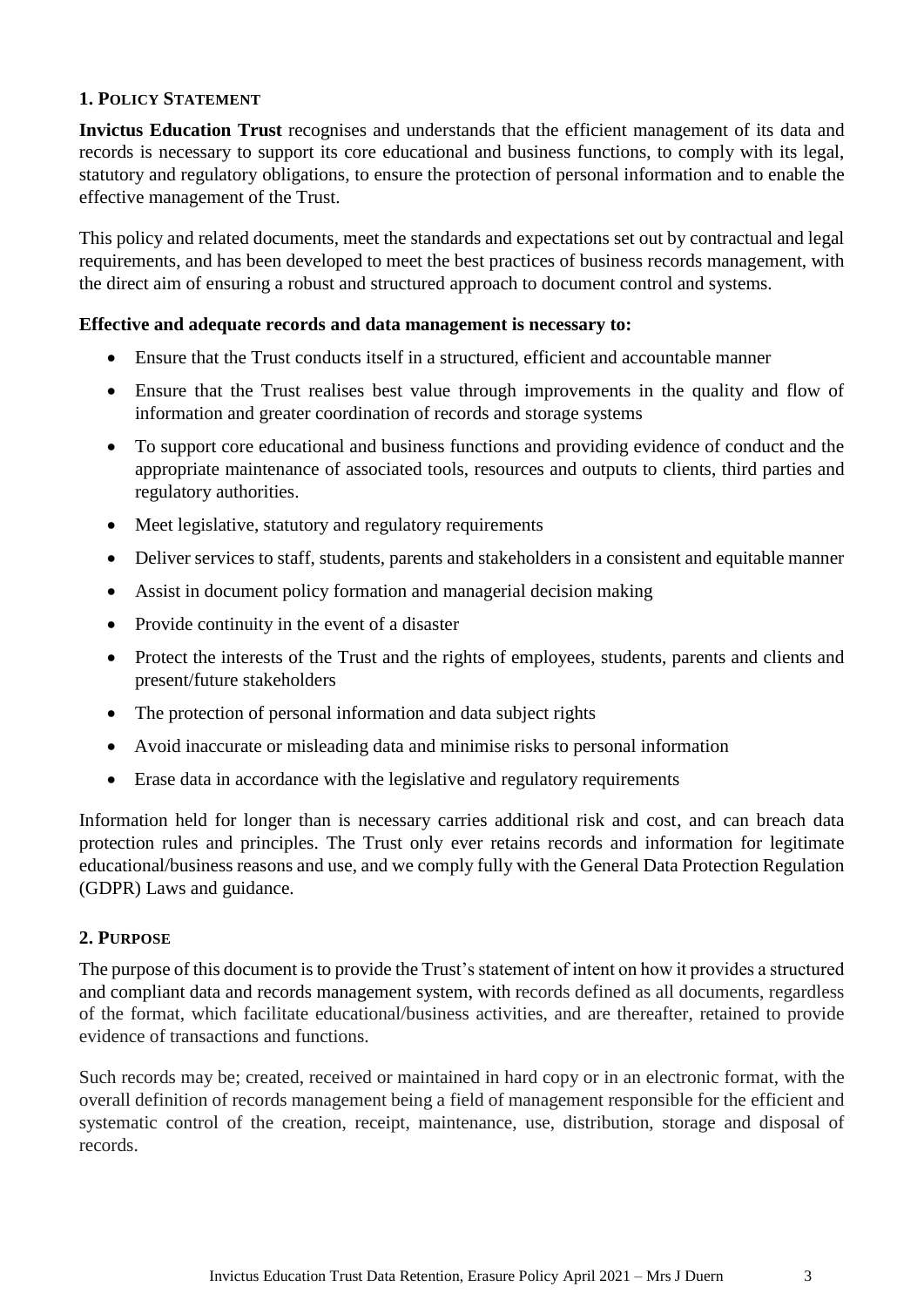## 1. Policy Statement

**Invictus Education Trust** recognises and understands that the efficient management of its data and records is necessary to support its core educational and business functions, to comply with its legal, statutory and regulatory obligations, to ensure the protection of personal information and to enable the effective management of the Trust.

This policy and related documents, meet the standards and expectations set out by contractual and legal requirements, and has been developed to meet the best practices of business records management, with the direct aim of ensuring a robust and structured approach to document control and systems.

**Effective and adequate records and data management is necessary to:**

- Ensure that the Trust conducts itself in a structured, efficient and accountable manner
- Ensure that the Trust realises best value through improvements in the quality and flow of information and greater coordination of records and storage systems
- To support core educational and business functions and providing evidence of conduct and the appropriate maintenance of associated tools, resources and outputs to clients, third parties and regulatory authorities.
- Meet legislative, statutory and regulatory requirements
- Deliver services to staff, students, parents and stakeholders in a consistent and equitable manner
- Assist in document policy formation and managerial decision making
- Provide continuity in the event of a disaster
- Protect the interests of the Trust and the rights of employees, students, parents and clients and present/future stakeholders
- The protection of personal information and data subject rights
- Avoid inaccurate or misleading data and minimise risks to personal information
- Erase data in accordance with the legislative and regulatory requirements

Information held for longer than is necessary carries additional risk and cost, and can breach data protection rules and principles. The Trust only ever retains records and information for legitimate educational/business reasons and use, and we comply fully with the General Data Protection Regulation (GDPR) Laws and guidance.

## 2. Purpose

The purpose of this document is to provide the Trust's statement of intent on how it provides a structured and compliant data and records management system, with records defined as all documents, regardless of the format, which facilitate educational/business activities, and are thereafter, retained to provide evidence of transactions and functions.

Such records may be; created, received or maintained in hard copy or in an electronic format, with the overall definition of records management being a field of management responsible for the efficient and systematic control of the creation, receipt, maintenance, use, distribution, storage and disposal of records.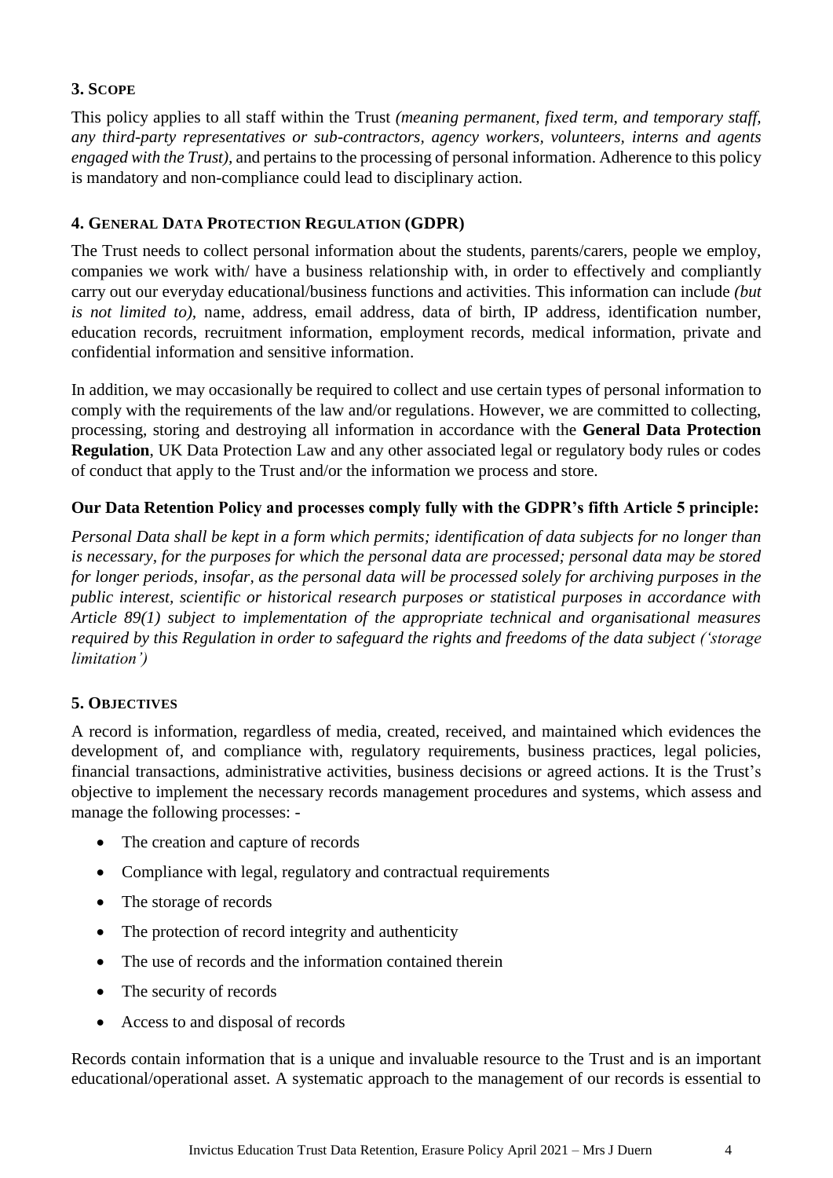## 3. Scope

This policy applies to all staff within the Trust *(meaning permanent, fixed term, and temporary staff, any third-party representatives or sub-contractors, agency workers, volunteers, interns and agents engaged with the Trust),* and pertains to the processing of personal information. Adherence to this policy is mandatory and non-compliance could lead to disciplinary action.

## 4. General Data Protection Regulation (GDPR)

The Trust needs to collect personal information about the students, parents/carers, people we employ, companies we work with/ have a business relationship with, in order to effectively and compliantly carry out our everyday educational/business functions and activities. This information can include *(but is not limited to),* name, address, email address, data of birth, IP address, identification number, education records, recruitment information, employment records, medical information, private and confidential information and sensitive information.

In addition, we may occasionally be required to collect and use certain types of personal information to comply with the requirements of the law and/or regulations. However, we are committed to collecting, processing, storing and destroying all information in accordance with the **General Data Protection Regulation**, UK Data Protection Law and any other associated legal or regulatory body rules or codes of conduct that apply to the Trust and/or the information we process and store.

**Our Data Retention Policy and processes comply fully with the GDPR's fifth Article 5 principle:**

*Personal Data shall be kept in a form which permits; identification of data subjects for no longer than is necessary, for the purposes for which the personal data are processed; personal data may be stored for longer periods, insofar, as the personal data will be processed solely for archiving purposes in the public interest, scientific or historical research purposes or statistical purposes in accordance with Article 89(1) subject to implementation of the appropriate technical and organisational measures required by this Regulation in order to safeguard the rights and freedoms of the data subject ('storage limitation')*

## 5. Objectives

A record is information, regardless of media, created, received, and maintained which evidences the development of, and compliance with, regulatory requirements, business practices, legal policies, financial transactions, administrative activities, business decisions or agreed actions. It is the Trust's objective to implement the necessary records management procedures and systems, which assess and manage the following processes: -

- The creation and capture of records
- Compliance with legal, regulatory and contractual requirements
- The storage of records
- The protection of record integrity and authenticity
- The use of records and the information contained therein
- The security of records
- Access to and disposal of records

Records contain information that is a unique and invaluable resource to the Trust and is an important educational/operational asset. A systematic approach to the management of our records is essential to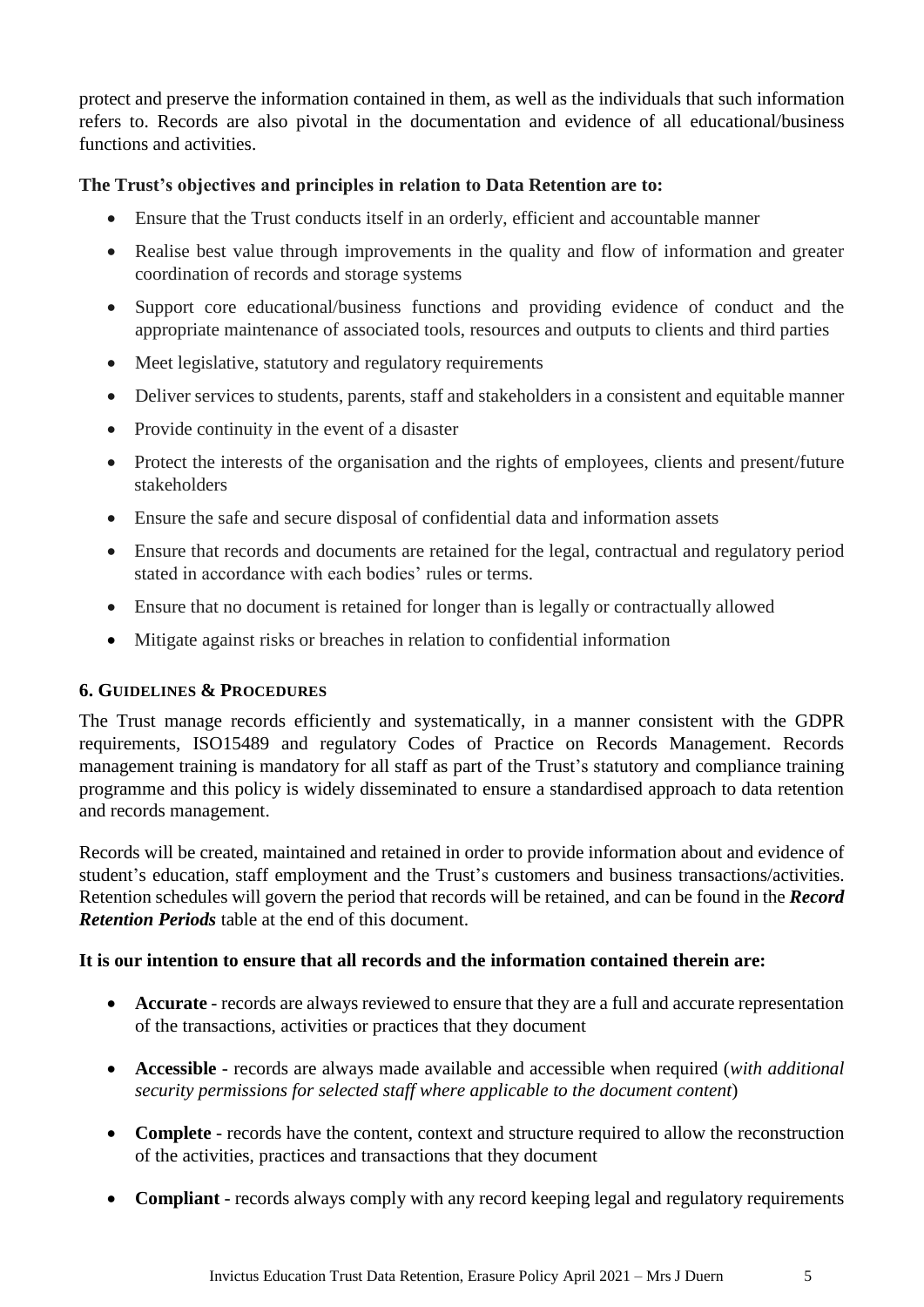protect and preserve the information contained in them, as well as the individuals that such information refers to. Records are also pivotal in the documentation and evidence of all educational/business functions and activities.

**The Trust's objectives and principles in relation to Data Retention are to:**

- Ensure that the Trust conducts itself in an orderly, efficient and accountable manner
- Realise best value through improvements in the quality and flow of information and greater coordination of records and storage systems
- Support core educational/business functions and providing evidence of conduct and the appropriate maintenance of associated tools, resources and outputs to clients and third parties
- Meet legislative, statutory and regulatory requirements
- Deliver services to students, parents, staff and stakeholders in a consistent and equitable manner
- Provide continuity in the event of a disaster
- Protect the interests of the organisation and the rights of employees, clients and present/future stakeholders
- Ensure the safe and secure disposal of confidential data and information assets
- Ensure that records and documents are retained for the legal, contractual and regulatory period stated in accordance with each bodies' rules or terms.
- Ensure that no document is retained for longer than is legally or contractually allowed
- Mitigate against risks or breaches in relation to confidential information

## 6. Guidelines & Procedures

The Trust manage records efficiently and systematically, in a manner consistent with the GDPR requirements, ISO15489 and regulatory Codes of Practice on Records Management. Records management training is mandatory for all staff as part of the Trust's statutory and compliance training programme and this policy is widely disseminated to ensure a standardised approach to data retention and records management.

Records will be created, maintained and retained in order to provide information about and evidence of student's education, staff employment and the Trust's customers and business transactions/activities. Retention schedules will govern the period that records will be retained, and can be found in the ***Record Retention Periods*** table at the end of this document.

**It is our intention to ensure that all records and the information contained therein are:**

- **Accurate** - records are always reviewed to ensure that they are a full and accurate representation of the transactions, activities or practices that they document
- **Accessible** - records are always made available and accessible when required (*with additional security permissions for selected staff where applicable to the document content*)
- **Complete** - records have the content, context and structure required to allow the reconstruction of the activities, practices and transactions that they document
- **Compliant** - records always comply with any record keeping legal and regulatory requirements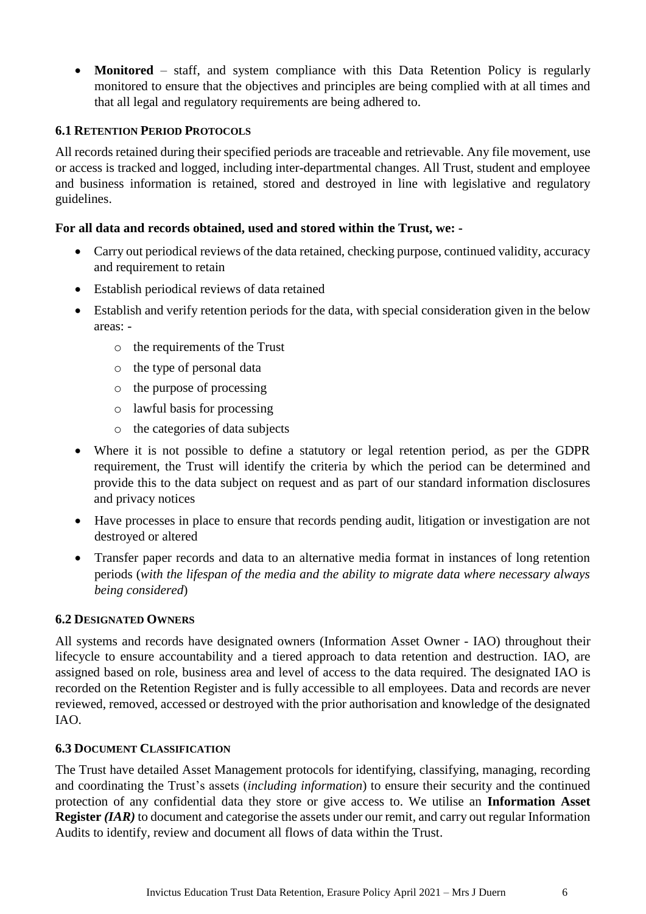- **Monitored** – staff, and system compliance with this Data Retention Policy is regularly monitored to ensure that the objectives and principles are being complied with at all times and that all legal and regulatory requirements are being adhered to.

### 6.1 Retention Period Protocols

All records retained during their specified periods are traceable and retrievable. Any file movement, use or access is tracked and logged, including inter-departmental changes. All Trust, student and employee and business information is retained, stored and destroyed in line with legislative and regulatory guidelines.

**For all data and records obtained, used and stored within the Trust, we: -**

- Carry out periodical reviews of the data retained, checking purpose, continued validity, accuracy and requirement to retain
- Establish periodical reviews of data retained
- Establish and verify retention periods for the data, with special consideration given in the below areas: -
    - the requirements of the Trust
    - the type of personal data
    - the purpose of processing
    - lawful basis for processing
    - the categories of data subjects
- Where it is not possible to define a statutory or legal retention period, as per the GDPR requirement, the Trust will identify the criteria by which the period can be determined and provide this to the data subject on request and as part of our standard information disclosures and privacy notices
- Have processes in place to ensure that records pending audit, litigation or investigation are not destroyed or altered
- Transfer paper records and data to an alternative media format in instances of long retention periods (*with the lifespan of the media and the ability to migrate data where necessary always being considered*)

### 6.2 Designated Owners

All systems and records have designated owners (Information Asset Owner - IAO) throughout their lifecycle to ensure accountability and a tiered approach to data retention and destruction. IAO, are assigned based on role, business area and level of access to the data required. The designated IAO is recorded on the Retention Register and is fully accessible to all employees. Data and records are never reviewed, removed, accessed or destroyed with the prior authorisation and knowledge of the designated IAO.

### 6.3 Document Classification

The Trust have detailed Asset Management protocols for identifying, classifying, managing, recording and coordinating the Trust's assets (*including information*) to ensure their security and the continued protection of any confidential data they store or give access to. We utilise an **Information Asset Register *(IAR)*** to document and categorise the assets under our remit, and carry out regular Information Audits to identify, review and document all flows of data within the Trust.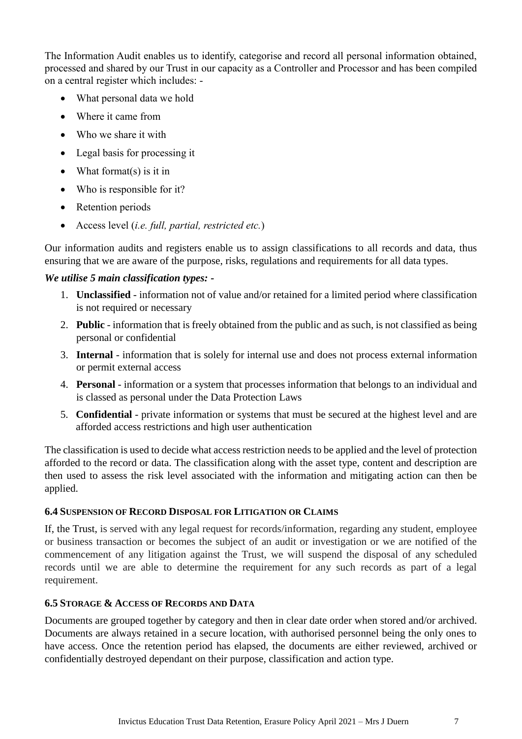The Information Audit enables us to identify, categorise and record all personal information obtained, processed and shared by our Trust in our capacity as a Controller and Processor and has been compiled on a central register which includes: -

- What personal data we hold
- Where it came from
- Who we share it with
- Legal basis for processing it
- What format(s) is it in
- Who is responsible for it?
- Retention periods
- Access level (*i.e. full, partial, restricted etc.*)

Our information audits and registers enable us to assign classifications to all records and data, thus ensuring that we are aware of the purpose, risks, regulations and requirements for all data types.

***We utilise 5 main classification types: -***

1. **Unclassified** - information not of value and/or retained for a limited period where classification is not required or necessary
2. **Public** - information that is freely obtained from the public and as such, is not classified as being personal or confidential
3. **Internal** - information that is solely for internal use and does not process external information or permit external access
4. **Personal** - information or a system that processes information that belongs to an individual and is classed as personal under the Data Protection Laws
5. **Confidential** - private information or systems that must be secured at the highest level and are afforded access restrictions and high user authentication

The classification is used to decide what access restriction needs to be applied and the level of protection afforded to the record or data. The classification along with the asset type, content and description are then used to assess the risk level associated with the information and mitigating action can then be applied.

### 6.4 Suspension of Record Disposal for Litigation or Claims

If, the Trust, is served with any legal request for records/information, regarding any student, employee or business transaction or becomes the subject of an audit or investigation or we are notified of the commencement of any litigation against the Trust, we will suspend the disposal of any scheduled records until we are able to determine the requirement for any such records as part of a legal requirement.

### 6.5 Storage & Access of Records and Data

Documents are grouped together by category and then in clear date order when stored and/or archived. Documents are always retained in a secure location, with authorised personnel being the only ones to have access. Once the retention period has elapsed, the documents are either reviewed, archived or confidentially destroyed dependant on their purpose, classification and action type.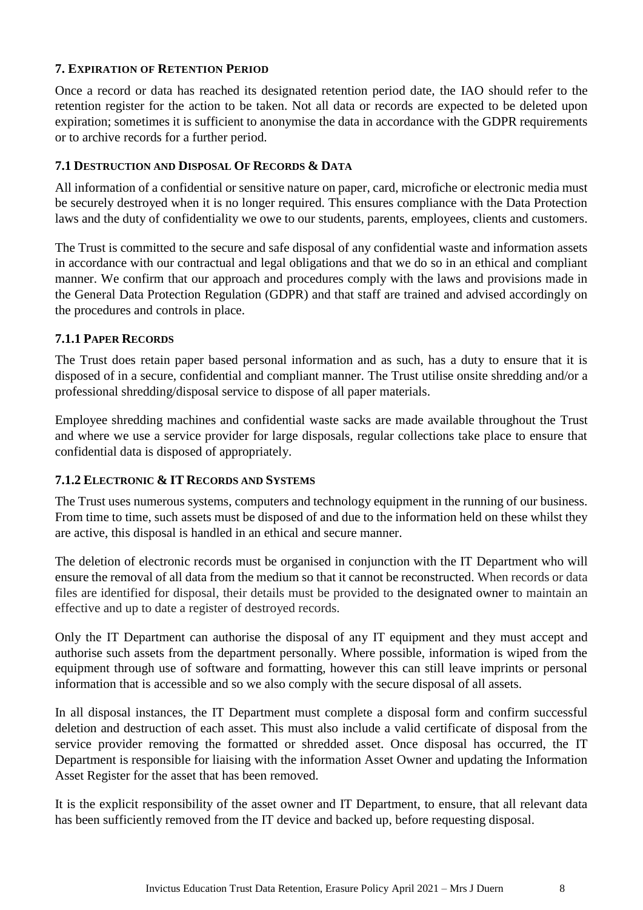## 7. Expiration of Retention Period

Once a record or data has reached its designated retention period date, the IAO should refer to the retention register for the action to be taken. Not all data or records are expected to be deleted upon expiration; sometimes it is sufficient to anonymise the data in accordance with the GDPR requirements or to archive records for a further period.

### 7.1 Destruction and Disposal of Records & Data

All information of a confidential or sensitive nature on paper, card, microfiche or electronic media must be securely destroyed when it is no longer required. This ensures compliance with the Data Protection laws and the duty of confidentiality we owe to our students, parents, employees, clients and customers.

The Trust is committed to the secure and safe disposal of any confidential waste and information assets in accordance with our contractual and legal obligations and that we do so in an ethical and compliant manner. We confirm that our approach and procedures comply with the laws and provisions made in the General Data Protection Regulation (GDPR) and that staff are trained and advised accordingly on the procedures and controls in place.

#### 7.1.1 Paper Records

The Trust does retain paper based personal information and as such, has a duty to ensure that it is disposed of in a secure, confidential and compliant manner. The Trust utilise onsite shredding and/or a professional shredding/disposal service to dispose of all paper materials.

Employee shredding machines and confidential waste sacks are made available throughout the Trust and where we use a service provider for large disposals, regular collections take place to ensure that confidential data is disposed of appropriately.

#### 7.1.2 Electronic & IT Records and Systems

The Trust uses numerous systems, computers and technology equipment in the running of our business. From time to time, such assets must be disposed of and due to the information held on these whilst they are active, this disposal is handled in an ethical and secure manner.

The deletion of electronic records must be organised in conjunction with the IT Department who will ensure the removal of all data from the medium so that it cannot be reconstructed. When records or data files are identified for disposal, their details must be provided to the designated owner to maintain an effective and up to date a register of destroyed records.

Only the IT Department can authorise the disposal of any IT equipment and they must accept and authorise such assets from the department personally. Where possible, information is wiped from the equipment through use of software and formatting, however this can still leave imprints or personal information that is accessible and so we also comply with the secure disposal of all assets.

In all disposal instances, the IT Department must complete a disposal form and confirm successful deletion and destruction of each asset. This must also include a valid certificate of disposal from the service provider removing the formatted or shredded asset. Once disposal has occurred, the IT Department is responsible for liaising with the information Asset Owner and updating the Information Asset Register for the asset that has been removed.

It is the explicit responsibility of the asset owner and IT Department, to ensure, that all relevant data has been sufficiently removed from the IT device and backed up, before requesting disposal.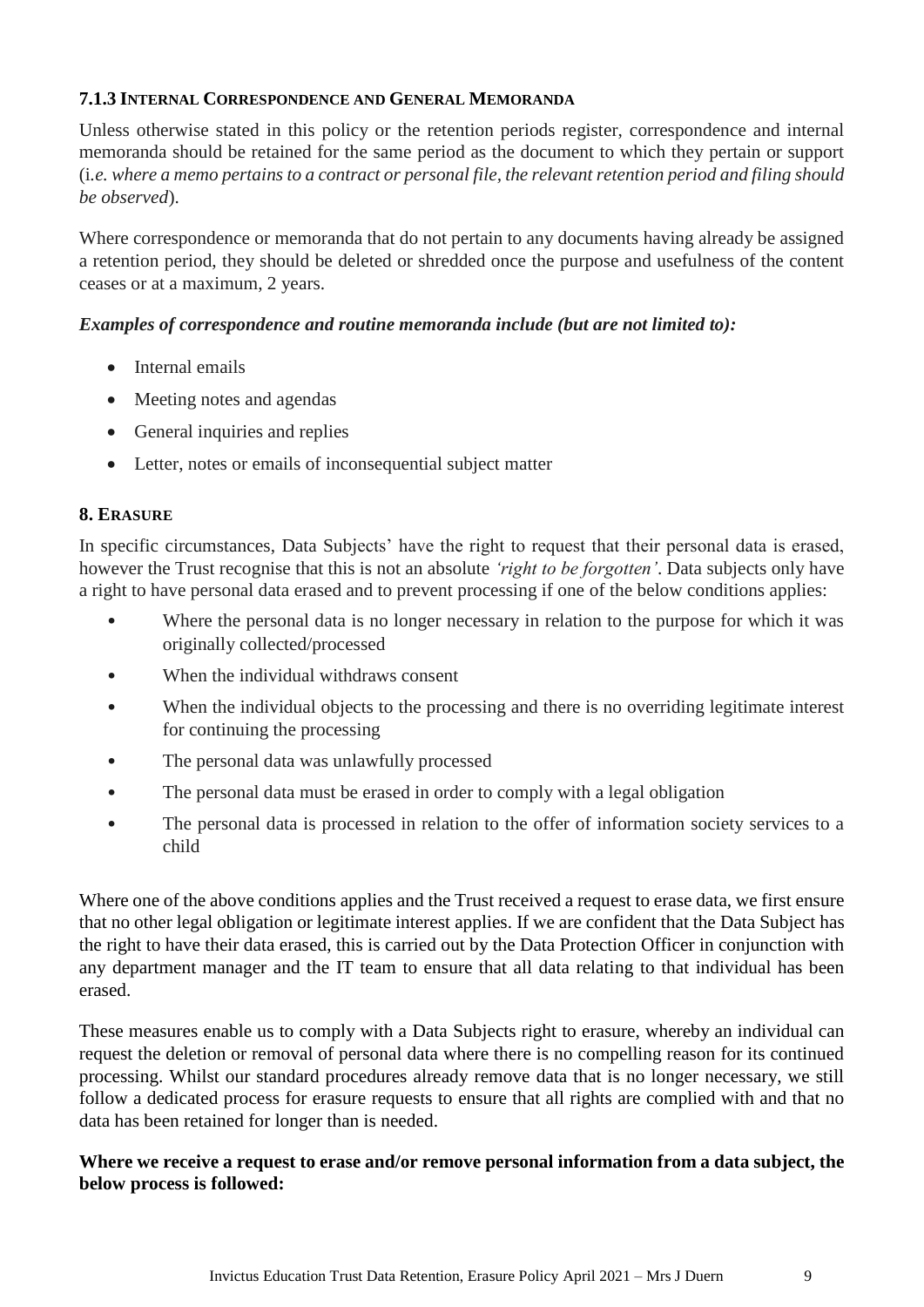### 7.1.3 Internal Correspondence and General Memoranda

Unless otherwise stated in this policy or the retention periods register, correspondence and internal memoranda should be retained for the same period as the document to which they pertain or support (i*.e. where a memo pertains to a contract or personal file, the relevant retention period and filing should be observed*).

Where correspondence or memoranda that do not pertain to any documents having already be assigned a retention period, they should be deleted or shredded once the purpose and usefulness of the content ceases or at a maximum, 2 years.

***Examples of correspondence and routine memoranda include (but are not limited to):***

- Internal emails
- Meeting notes and agendas
- General inquiries and replies
- Letter, notes or emails of inconsequential subject matter

## 8. Erasure

In specific circumstances, Data Subjects' have the right to request that their personal data is erased, however the Trust recognise that this is not an absolute *'right to be forgotten'*. Data subjects only have a right to have personal data erased and to prevent processing if one of the below conditions applies:

- Where the personal data is no longer necessary in relation to the purpose for which it was originally collected/processed
- When the individual withdraws consent
- When the individual objects to the processing and there is no overriding legitimate interest for continuing the processing
- The personal data was unlawfully processed
- The personal data must be erased in order to comply with a legal obligation
- The personal data is processed in relation to the offer of information society services to a child

Where one of the above conditions applies and the Trust received a request to erase data, we first ensure that no other legal obligation or legitimate interest applies. If we are confident that the Data Subject has the right to have their data erased, this is carried out by the Data Protection Officer in conjunction with any department manager and the IT team to ensure that all data relating to that individual has been erased.

These measures enable us to comply with a Data Subjects right to erasure, whereby an individual can request the deletion or removal of personal data where there is no compelling reason for its continued processing. Whilst our standard procedures already remove data that is no longer necessary, we still follow a dedicated process for erasure requests to ensure that all rights are complied with and that no data has been retained for longer than is needed.

**Where we receive a request to erase and/or remove personal information from a data subject, the below process is followed:**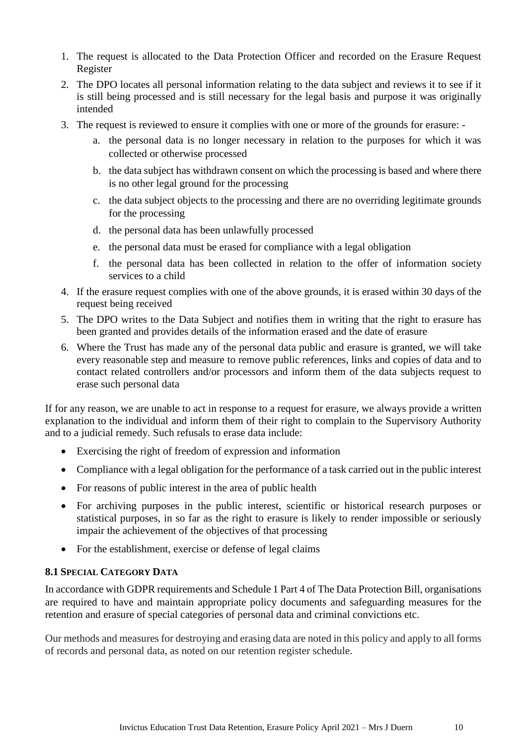1. The request is allocated to the Data Protection Officer and recorded on the Erasure Request Register
2. The DPO locates all personal information relating to the data subject and reviews it to see if it is still being processed and is still necessary for the legal basis and purpose it was originally intended
3. The request is reviewed to ensure it complies with one or more of the grounds for erasure: -
   a. the personal data is no longer necessary in relation to the purposes for which it was collected or otherwise processed
   b. the data subject has withdrawn consent on which the processing is based and where there is no other legal ground for the processing
   c. the data subject objects to the processing and there are no overriding legitimate grounds for the processing
   d. the personal data has been unlawfully processed
   e. the personal data must be erased for compliance with a legal obligation
   f. the personal data has been collected in relation to the offer of information society services to a child
4. If the erasure request complies with one of the above grounds, it is erased within 30 days of the request being received
5. The DPO writes to the Data Subject and notifies them in writing that the right to erasure has been granted and provides details of the information erased and the date of erasure
6. Where the Trust has made any of the personal data public and erasure is granted, we will take every reasonable step and measure to remove public references, links and copies of data and to contact related controllers and/or processors and inform them of the data subjects request to erase such personal data

If for any reason, we are unable to act in response to a request for erasure, we always provide a written explanation to the individual and inform them of their right to complain to the Supervisory Authority and to a judicial remedy. Such refusals to erase data include:

- Exercising the right of freedom of expression and information
- Compliance with a legal obligation for the performance of a task carried out in the public interest
- For reasons of public interest in the area of public health
- For archiving purposes in the public interest, scientific or historical research purposes or statistical purposes, in so far as the right to erasure is likely to render impossible or seriously impair the achievement of the objectives of that processing
- For the establishment, exercise or defense of legal claims

### 8.1 Special Category Data

In accordance with GDPR requirements and Schedule 1 Part 4 of The Data Protection Bill, organisations are required to have and maintain appropriate policy documents and safeguarding measures for the retention and erasure of special categories of personal data and criminal convictions etc.

Our methods and measures for destroying and erasing data are noted in this policy and apply to all forms of records and personal data, as noted on our retention register schedule.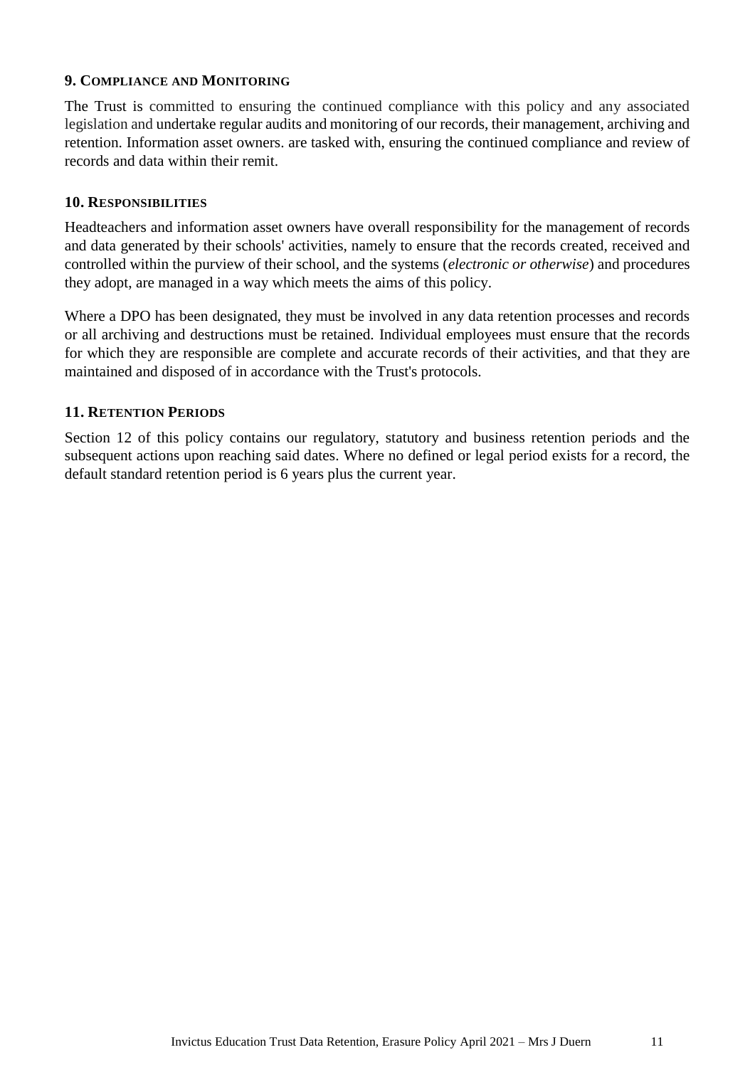## 9. Compliance and Monitoring

The Trust is committed to ensuring the continued compliance with this policy and any associated legislation and undertake regular audits and monitoring of our records, their management, archiving and retention. Information asset owners. are tasked with, ensuring the continued compliance and review of records and data within their remit.

## 10. Responsibilities

Headteachers and information asset owners have overall responsibility for the management of records and data generated by their schools' activities, namely to ensure that the records created, received and controlled within the purview of their school, and the systems (*electronic or otherwise*) and procedures they adopt, are managed in a way which meets the aims of this policy.

Where a DPO has been designated, they must be involved in any data retention processes and records or all archiving and destructions must be retained. Individual employees must ensure that the records for which they are responsible are complete and accurate records of their activities, and that they are maintained and disposed of in accordance with the Trust's protocols.

## 11. Retention Periods

Section 12 of this policy contains our regulatory, statutory and business retention periods and the subsequent actions upon reaching said dates. Where no defined or legal period exists for a record, the default standard retention period is 6 years plus the current year.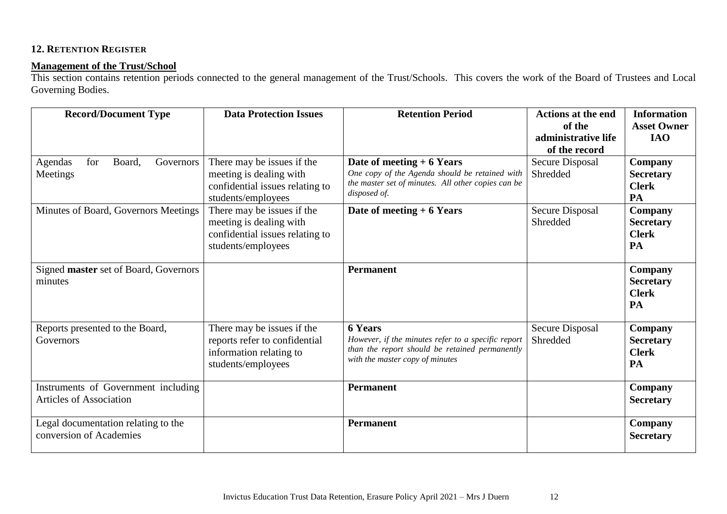### 12. RETENTION REGISTER

**Management of the Trust/School**

This section contains retention periods connected to the general management of the Trust/Schools. This covers the work of the Board of Trustees and Local Governing Bodies.

| Record/Document Type | Data Protection Issues | Retention Period | Actions at the end of the administrative life of the record | Information Asset Owner IAO |
|---|---|---|---|---|
| Agendas for Board, Governors Meetings | There may be issues if the meeting is dealing with confidential issues relating to students/employees | **Date of meeting + 6 Years**<br>*One copy of the Agenda should be retained with the master set of minutes. All other copies can be disposed of.* | Secure Disposal Shredded | **Company Secretary Clerk PA** |
| Minutes of Board, Governors Meetings | There may be issues if the meeting is dealing with confidential issues relating to students/employees | **Date of meeting + 6 Years** | Secure Disposal Shredded | **Company Secretary Clerk PA** |
| Signed **master** set of Board, Governors minutes | | **Permanent** | | **Company Secretary Clerk PA** |
| Reports presented to the Board, Governors | There may be issues if the reports refer to confidential information relating to students/employees | **6 Years**<br>*However, if the minutes refer to a specific report than the report should be retained permanently with the master copy of minutes* | Secure Disposal Shredded | **Company Secretary Clerk PA** |
| Instruments of Government including Articles of Association | | **Permanent** | | **Company Secretary** |
| Legal documentation relating to the conversion of Academies | | **Permanent** | | **Company Secretary** |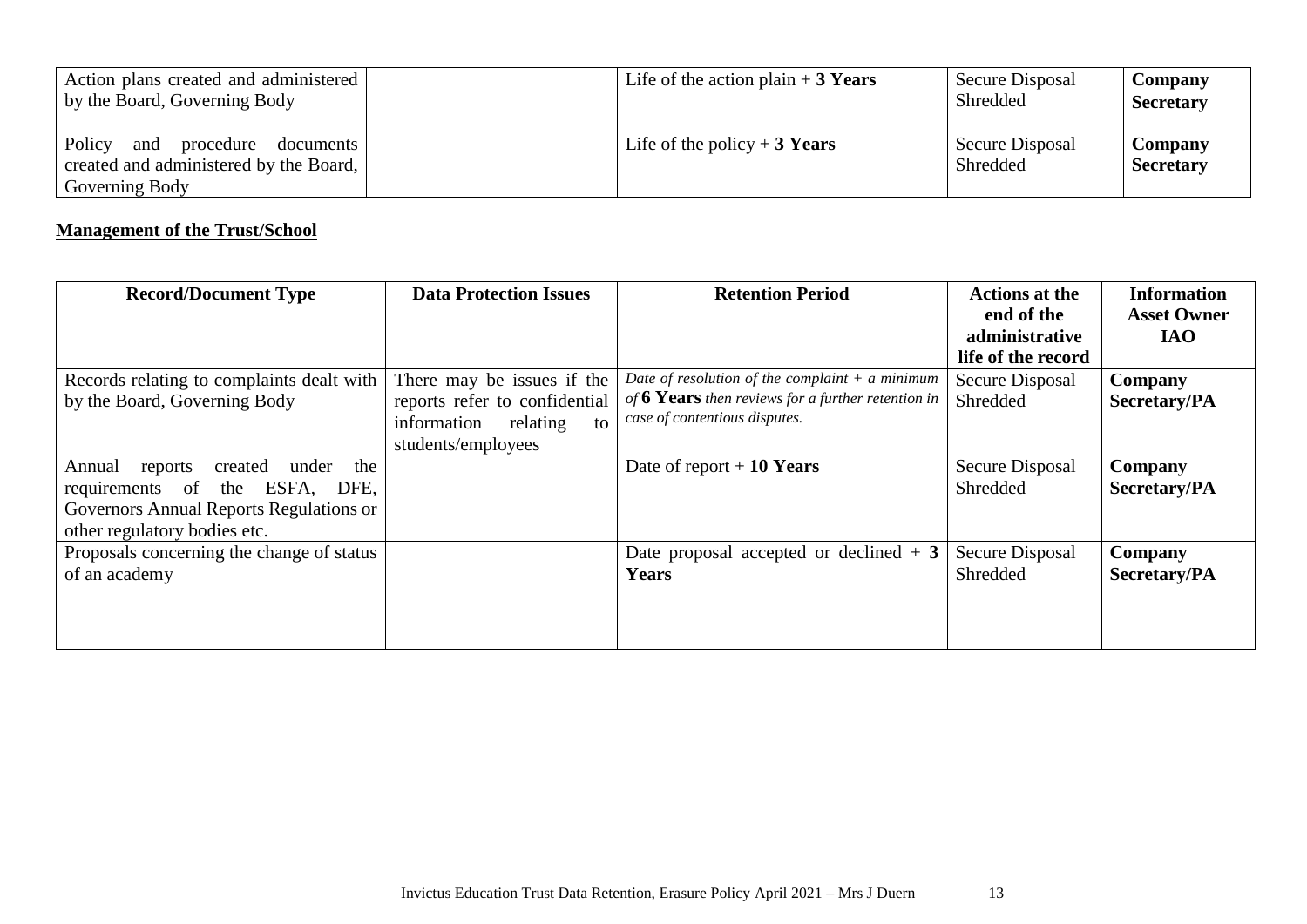| Action plans created and administered by the Board, Governing Body | | Life of the action plain + **3 Years** | Secure Disposal Shredded | **Company Secretary** |
|---|---|---|---|---|
| Policy and procedure documents created and administered by the Board, Governing Body | | Life of the policy + **3 Years** | Secure Disposal Shredded | **Company Secretary** |

**Management of the Trust/School**

| **Record/Document Type** | **Data Protection Issues** | **Retention Period** | **Actions at the end of the administrative life of the record** | **Information Asset Owner IAO** |
|---|---|---|---|---|
| Records relating to complaints dealt with by the Board, Governing Body | There may be issues if the reports refer to confidential information relating to students/employees | *Date of resolution of the complaint + a minimum of* ***6 Years*** *then reviews for a further retention in case of contentious disputes.* | Secure Disposal Shredded | **Company Secretary/PA** |
| Annual reports created under the requirements of the ESFA, DFE, Governors Annual Reports Regulations or other regulatory bodies etc. | | Date of report + **10 Years** | Secure Disposal Shredded | **Company Secretary/PA** |
| Proposals concerning the change of status of an academy | | Date proposal accepted or declined + **3 Years** | Secure Disposal Shredded | **Company Secretary/PA** |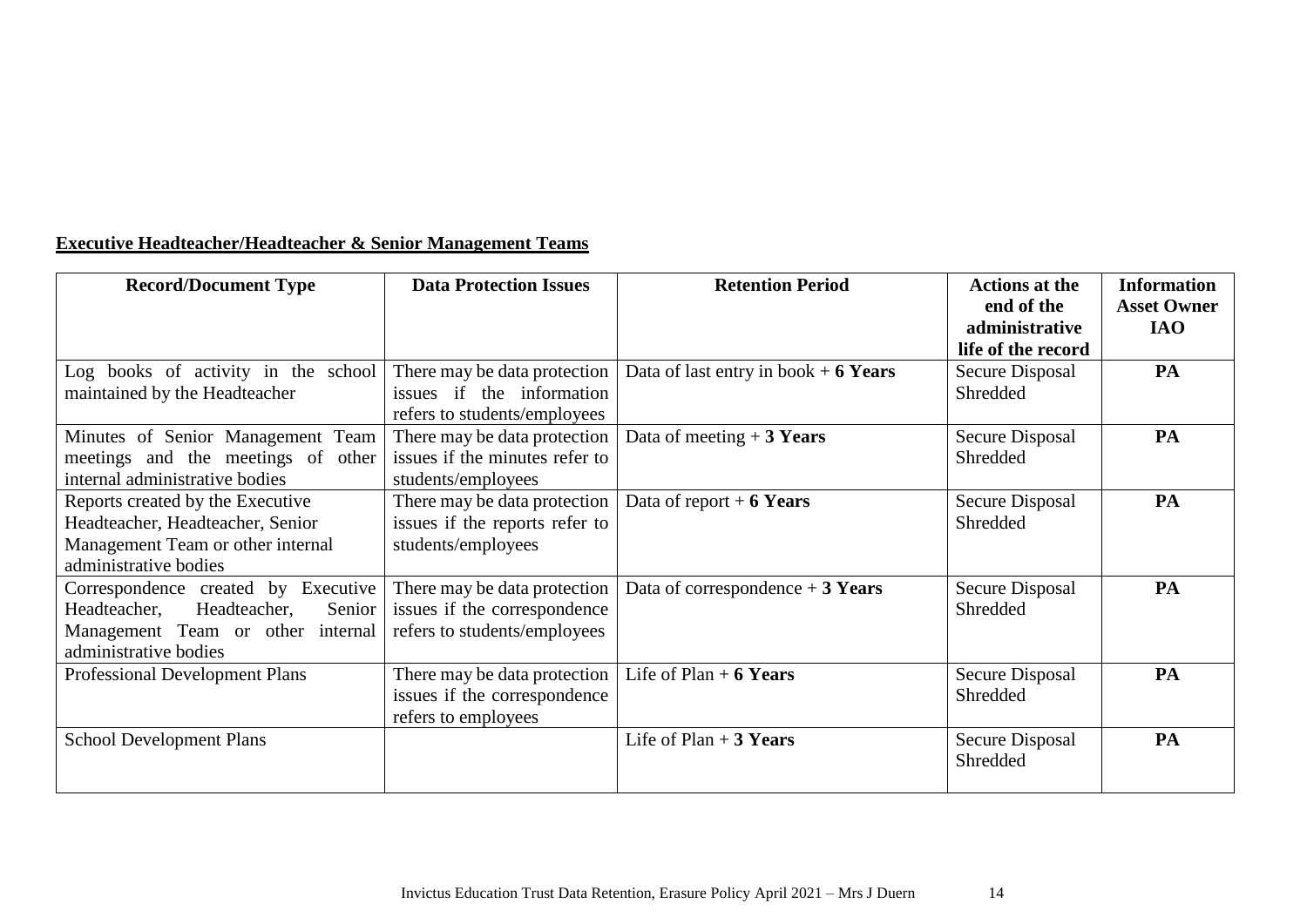**Executive Headteacher/Headteacher & Senior Management Teams**

| Record/Document Type | Data Protection Issues | Retention Period | Actions at the end of the administrative life of the record | Information Asset Owner IAO |
|---|---|---|---|---|
| Log books of activity in the school maintained by the Headteacher | There may be data protection issues if the information refers to students/employees | Data of last entry in book + **6 Years** | Secure Disposal Shredded | **PA** |
| Minutes of Senior Management Team meetings and the meetings of other internal administrative bodies | There may be data protection issues if the minutes refer to students/employees | Data of meeting + **3 Years** | Secure Disposal Shredded | **PA** |
| Reports created by the Executive Headteacher, Headteacher, Senior Management Team or other internal administrative bodies | There may be data protection issues if the reports refer to students/employees | Data of report + **6 Years** | Secure Disposal Shredded | **PA** |
| Correspondence created by Executive Headteacher, Headteacher, Senior Management Team or other internal administrative bodies | There may be data protection issues if the correspondence refers to students/employees | Data of correspondence + **3 Years** | Secure Disposal Shredded | **PA** |
| Professional Development Plans | There may be data protection issues if the correspondence refers to employees | Life of Plan + **6 Years** | Secure Disposal Shredded | **PA** |
| School Development Plans | | Life of Plan + **3 Years** | Secure Disposal Shredded | **PA** |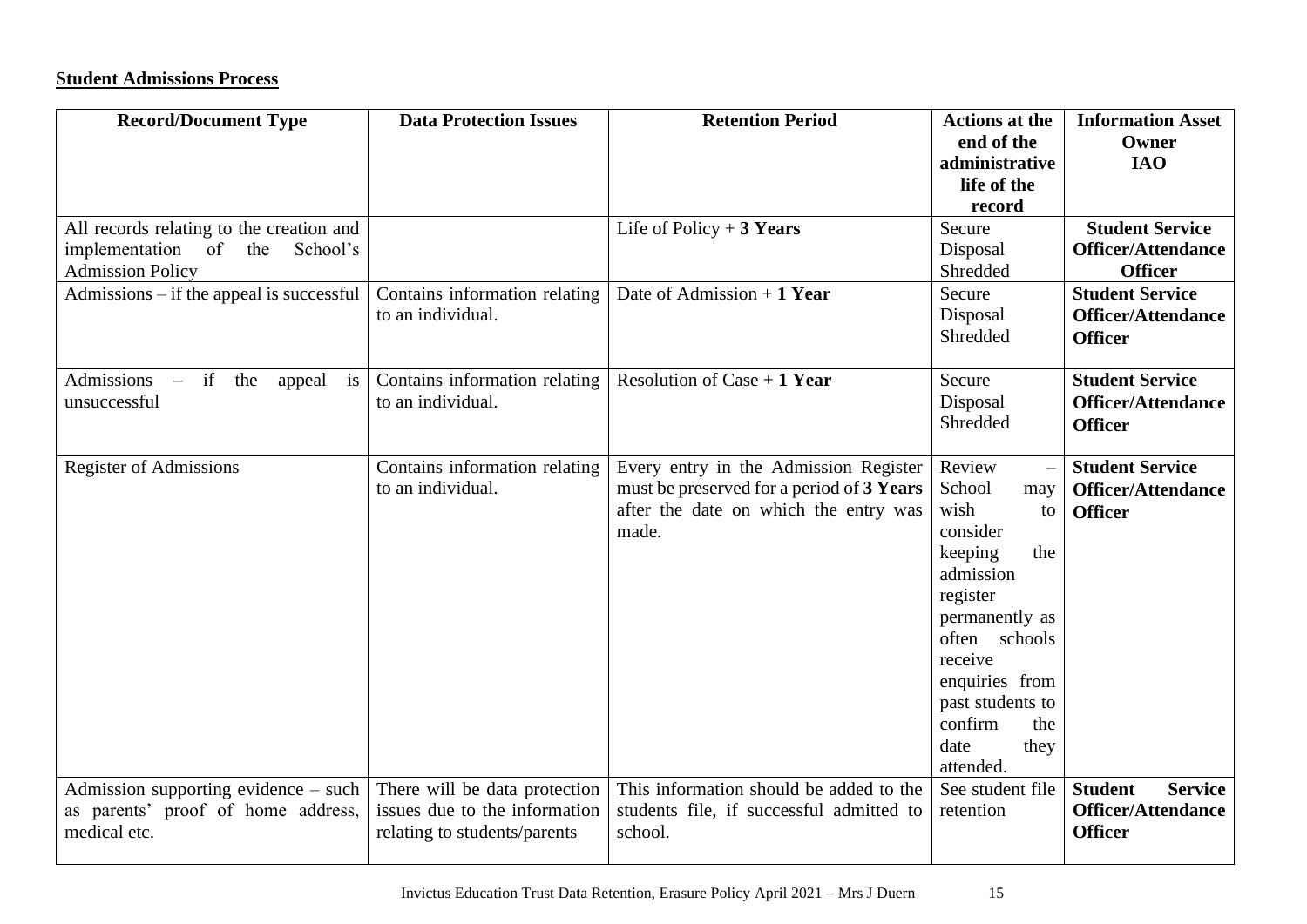**Student Admissions Process**

| Record/Document Type | Data Protection Issues | Retention Period | Actions at the end of the administrative life of the record | Information Asset Owner IAO |
|---|---|---|---|---|
| All records relating to the creation and implementation of the School's Admission Policy | | Life of Policy + **3 Years** | Secure Disposal Shredded | **Student Service Officer/Attendance Officer** |
| Admissions – if the appeal is successful | Contains information relating to an individual. | Date of Admission + **1 Year** | Secure Disposal Shredded | **Student Service Officer/Attendance Officer** |
| Admissions – if the appeal is unsuccessful | Contains information relating to an individual. | Resolution of Case + **1 Year** | Secure Disposal Shredded | **Student Service Officer/Attendance Officer** |
| Register of Admissions | Contains information relating to an individual. | Every entry in the Admission Register must be preserved for a period of **3 Years** after the date on which the entry was made. | Review – School may wish to consider keeping the admission register permanently as often schools receive enquiries from past students to confirm the date they attended. | **Student Service Officer/Attendance Officer** |
| Admission supporting evidence – such as parents' proof of home address, medical etc. | There will be data protection issues due to the information relating to students/parents | This information should be added to the students file, if successful admitted to school. | See student file retention | **Student Service Officer/Attendance Officer** |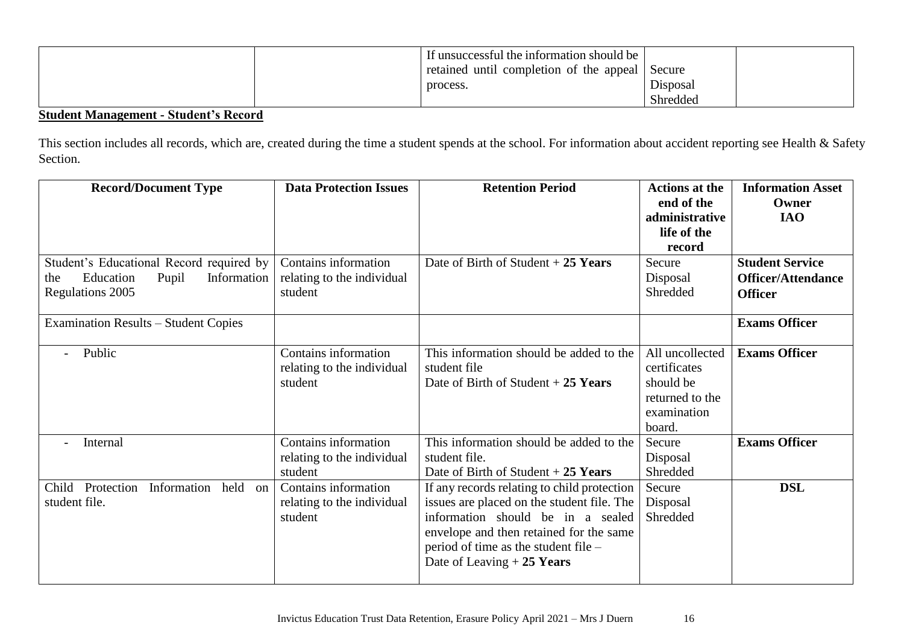| | | If unsuccessful the information should be retained until completion of the appeal process. | Secure Disposal Shredded | |
|---|---|---|---|---|

**Student Management - Student's Record**

This section includes all records, which are, created during the time a student spends at the school. For information about accident reporting see Health & Safety Section.

| Record/Document Type | Data Protection Issues | Retention Period | Actions at the end of the administrative life of the record | Information Asset Owner IAO |
|---|---|---|---|---|
| Student's Educational Record required by the Education Pupil Information Regulations 2005 | Contains information relating to the individual student | Date of Birth of Student + **25 Years** | Secure Disposal Shredded | **Student Service Officer/Attendance Officer** |
| Examination Results – Student Copies | | | | **Exams Officer** |
| - Public | Contains information relating to the individual student | This information should be added to the student file<br>Date of Birth of Student + **25 Years** | All uncollected certificates should be returned to the examination board. | **Exams Officer** |
| - Internal | Contains information relating to the individual student | This information should be added to the student file.<br>Date of Birth of Student + **25 Years** | Secure Disposal Shredded | **Exams Officer** |
| Child Protection Information held on student file. | Contains information relating to the individual student | If any records relating to child protection issues are placed on the student file. The information should be in a sealed envelope and then retained for the same period of time as the student file –<br>Date of Leaving + **25 Years** | Secure Disposal Shredded | **DSL** |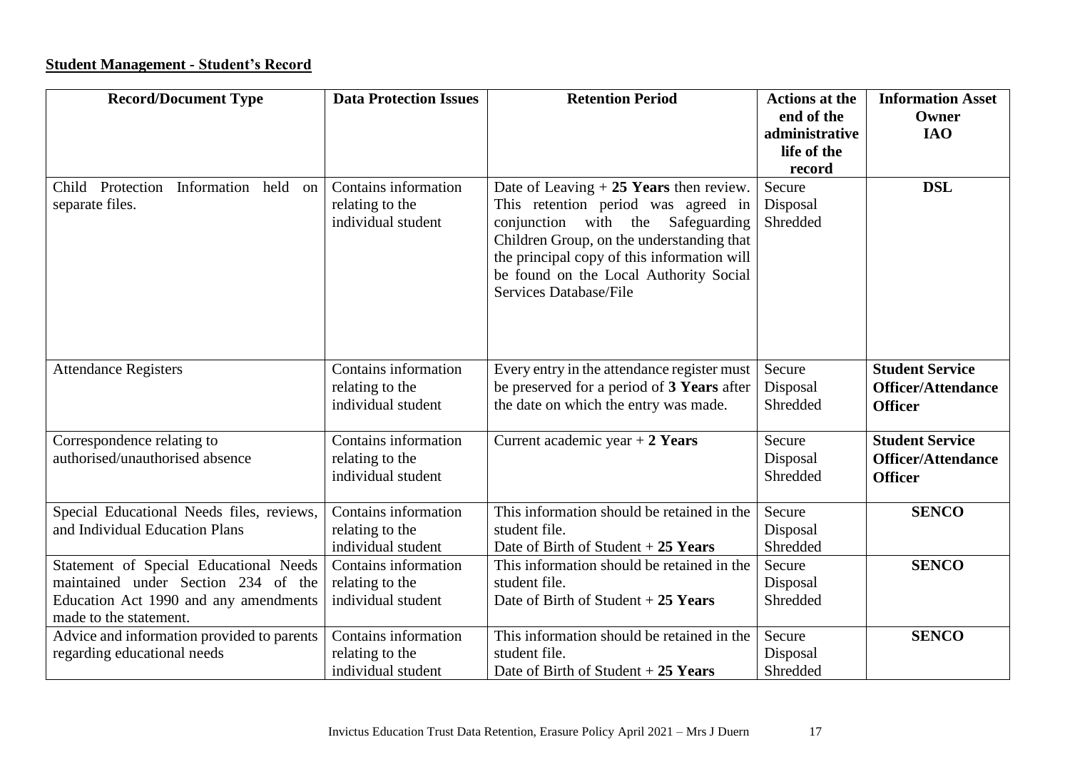**Student Management - Student's Record**

| Record/Document Type | Data Protection Issues | Retention Period | Actions at the end of the administrative life of the record | Information Asset Owner IAO |
|---|---|---|---|---|
| Child Protection Information held on separate files. | Contains information relating to the individual student | Date of Leaving + **25 Years** then review. This retention period was agreed in conjunction with the Safeguarding Children Group, on the understanding that the principal copy of this information will be found on the Local Authority Social Services Database/File | Secure Disposal Shredded | **DSL** |
| Attendance Registers | Contains information relating to the individual student | Every entry in the attendance register must be preserved for a period of **3 Years** after the date on which the entry was made. | Secure Disposal Shredded | **Student Service Officer/Attendance Officer** |
| Correspondence relating to authorised/unauthorised absence | Contains information relating to the individual student | Current academic year + **2 Years** | Secure Disposal Shredded | **Student Service Officer/Attendance Officer** |
| Special Educational Needs files, reviews, and Individual Education Plans | Contains information relating to the individual student | This information should be retained in the student file. Date of Birth of Student + **25 Years** | Secure Disposal Shredded | **SENCO** |
| Statement of Special Educational Needs maintained under Section 234 of the Education Act 1990 and any amendments made to the statement. | Contains information relating to the individual student | This information should be retained in the student file. Date of Birth of Student + **25 Years** | Secure Disposal Shredded | **SENCO** |
| Advice and information provided to parents regarding educational needs | Contains information relating to the individual student | This information should be retained in the student file. Date of Birth of Student + **25 Years** | Secure Disposal Shredded | **SENCO** |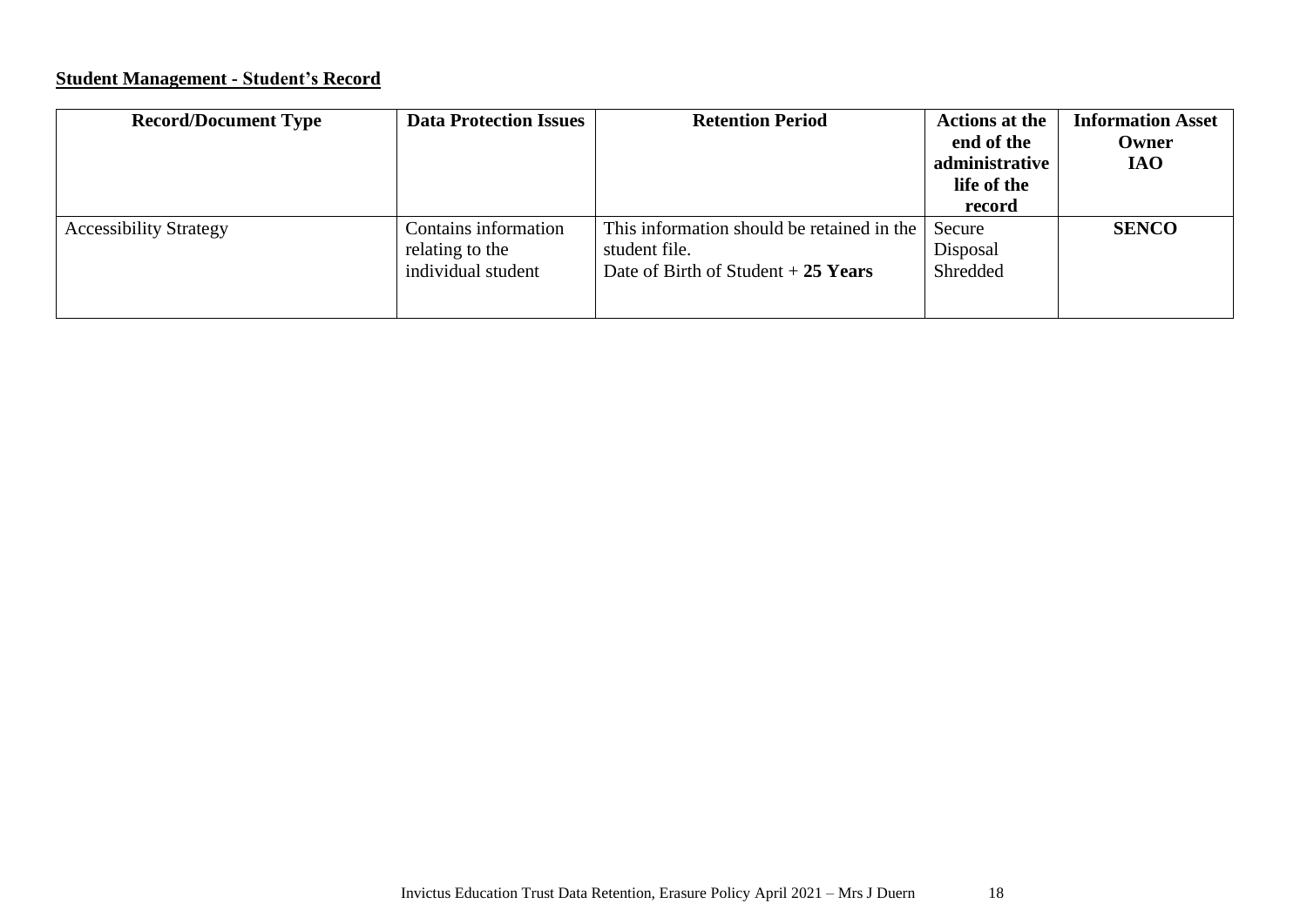**Student Management - Student's Record**

| **Record/Document Type** | **Data Protection Issues** | **Retention Period** | **Actions at the end of the administrative life of the record** | **Information Asset Owner IAO** |
|---|---|---|---|---|
| Accessibility Strategy | Contains information relating to the individual student | This information should be retained in the student file.<br>Date of Birth of Student + **25 Years** | Secure Disposal Shredded | **SENCO** |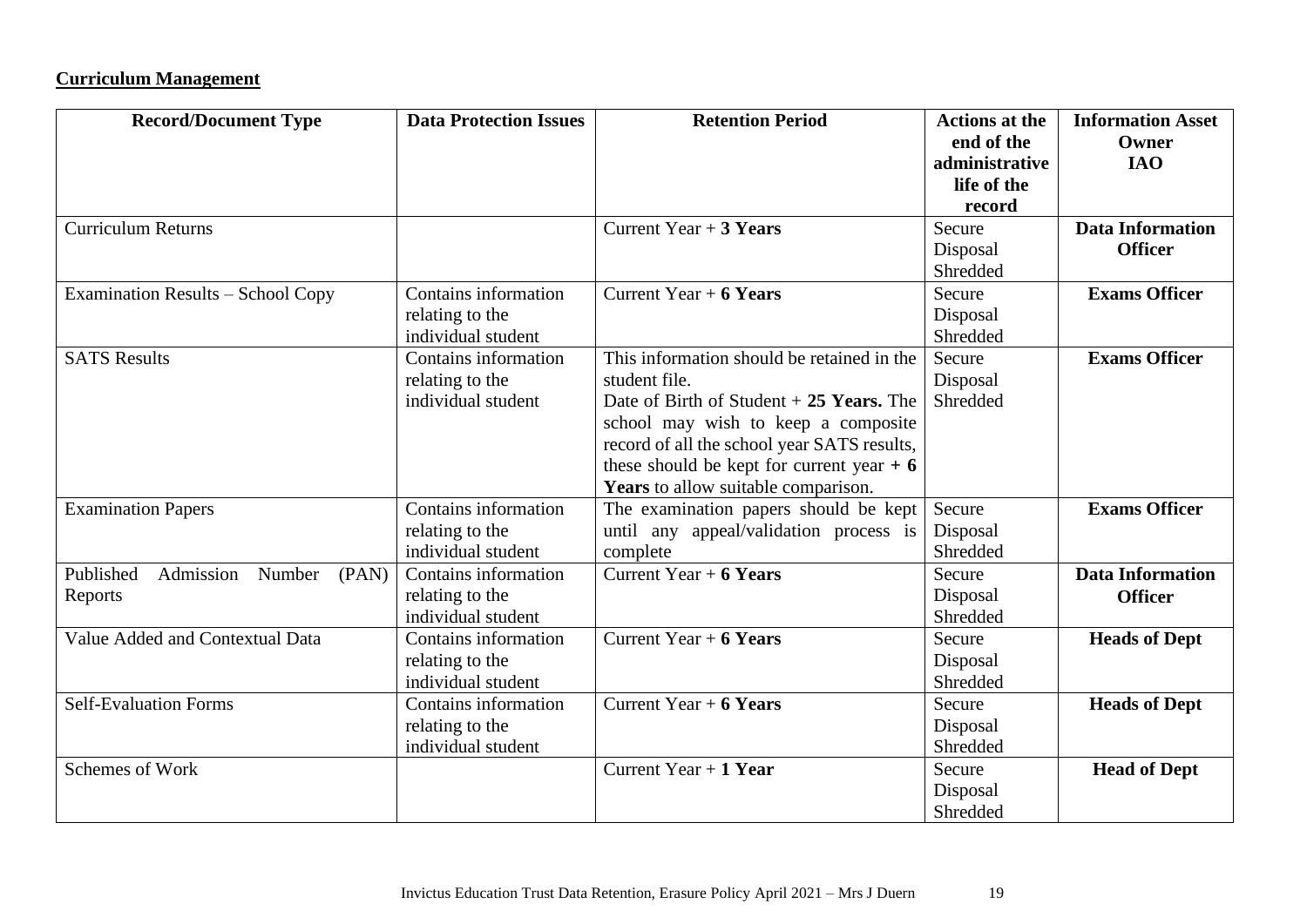**Curriculum Management**

| Record/Document Type | Data Protection Issues | Retention Period | Actions at the end of the administrative life of the record | Information Asset Owner IAO |
|---|---|---|---|---|
| Curriculum Returns | | Current Year + **3 Years** | Secure Disposal Shredded | **Data Information Officer** |
| Examination Results – School Copy | Contains information relating to the individual student | Current Year + **6 Years** | Secure Disposal Shredded | **Exams Officer** |
| SATS Results | Contains information relating to the individual student | This information should be retained in the student file. Date of Birth of Student + **25 Years.** The school may wish to keep a composite record of all the school year SATS results, these should be kept for current year **+ 6 Years** to allow suitable comparison. | Secure Disposal Shredded | **Exams Officer** |
| Examination Papers | Contains information relating to the individual student | The examination papers should be kept until any appeal/validation process is complete | Secure Disposal Shredded | **Exams Officer** |
| Published Admission Number (PAN) Reports | Contains information relating to the individual student | Current Year + **6 Years** | Secure Disposal Shredded | **Data Information Officer** |
| Value Added and Contextual Data | Contains information relating to the individual student | Current Year + **6 Years** | Secure Disposal Shredded | **Heads of Dept** |
| Self-Evaluation Forms | Contains information relating to the individual student | Current Year + **6 Years** | Secure Disposal Shredded | **Heads of Dept** |
| Schemes of Work | | Current Year + **1 Year** | Secure Disposal Shredded | **Head of Dept** |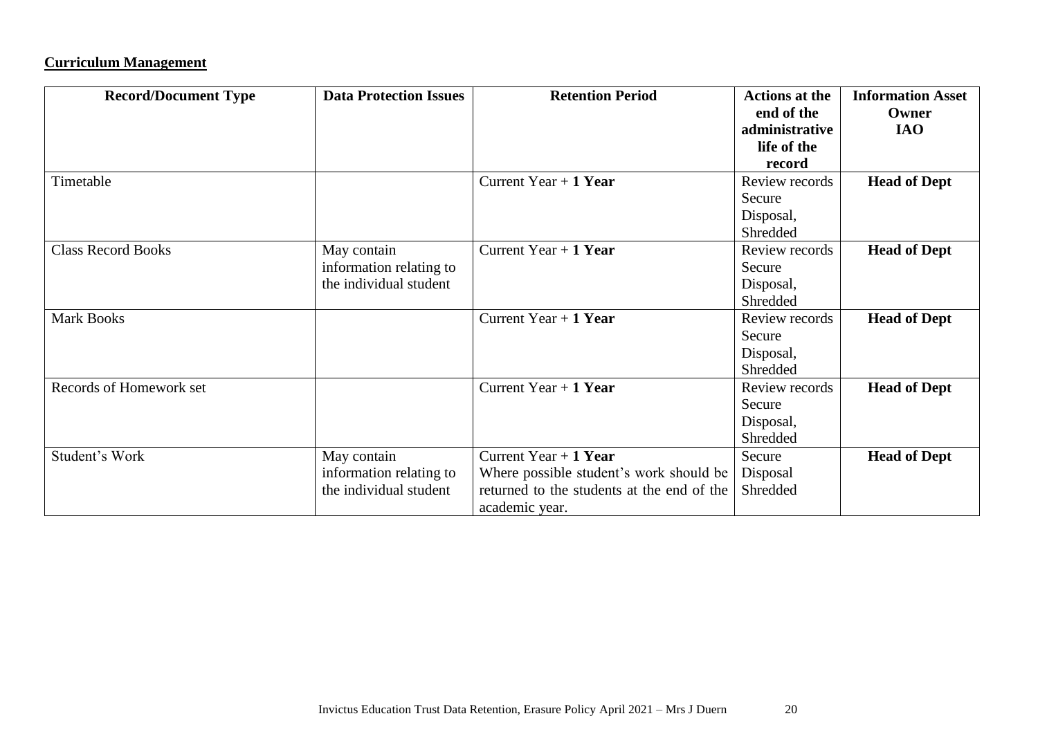**Curriculum Management**

| Record/Document Type | Data Protection Issues | Retention Period | Actions at the end of the administrative life of the record | Information Asset Owner IAO |
|---|---|---|---|---|
| Timetable | | Current Year + **1 Year** | Review records Secure Disposal, Shredded | **Head of Dept** |
| Class Record Books | May contain information relating to the individual student | Current Year + **1 Year** | Review records Secure Disposal, Shredded | **Head of Dept** |
| Mark Books | | Current Year + **1 Year** | Review records Secure Disposal, Shredded | **Head of Dept** |
| Records of Homework set | | Current Year + **1 Year** | Review records Secure Disposal, Shredded | **Head of Dept** |
| Student's Work | May contain information relating to the individual student | Current Year + **1 Year** Where possible student's work should be returned to the students at the end of the academic year. | Secure Disposal Shredded | **Head of Dept** |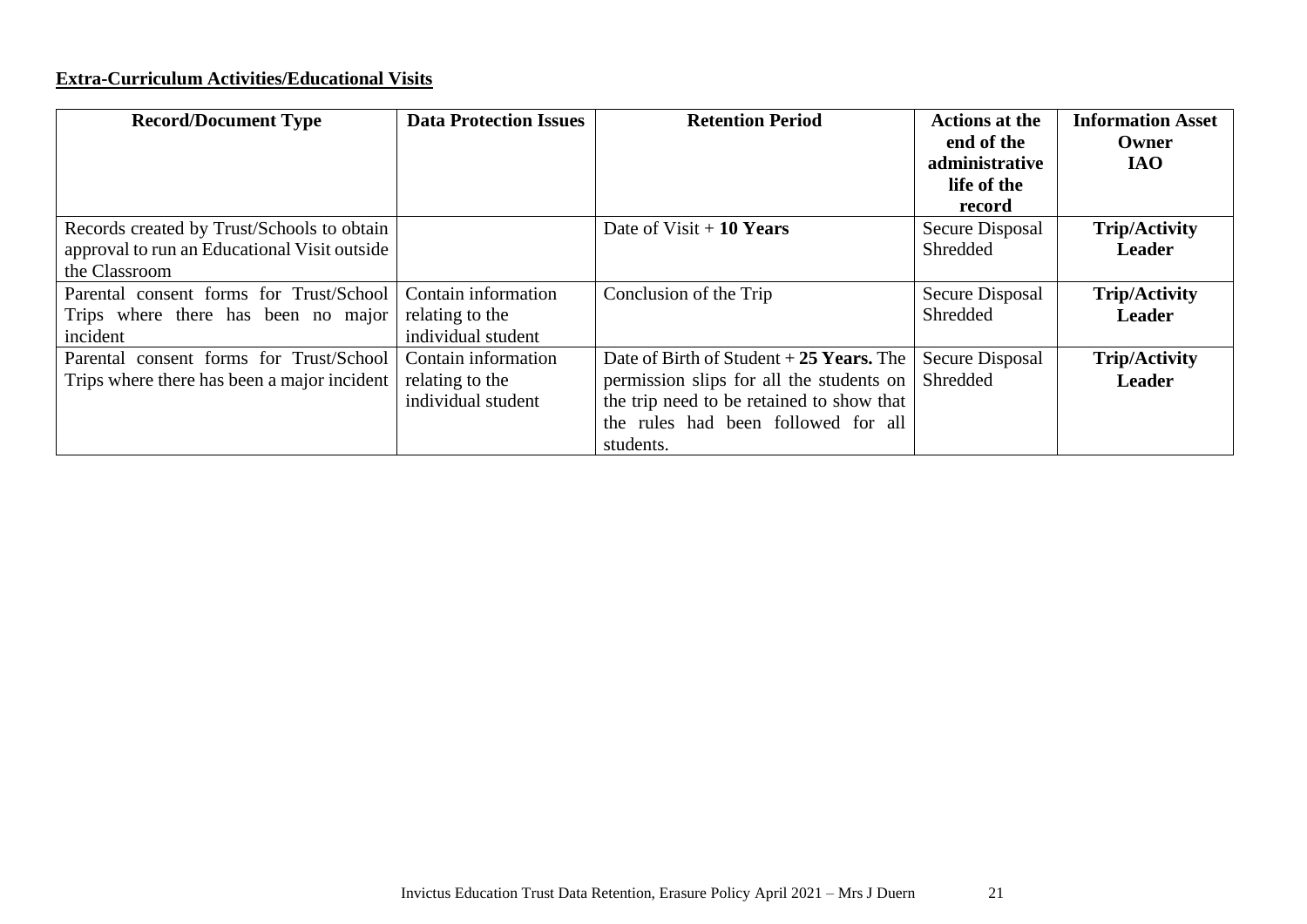**Extra-Curriculum Activities/Educational Visits**

| Record/Document Type | Data Protection Issues | Retention Period | Actions at the end of the administrative life of the record | Information Asset Owner IAO |
|---|---|---|---|---|
| Records created by Trust/Schools to obtain approval to run an Educational Visit outside the Classroom | | Date of Visit + **10 Years** | Secure Disposal Shredded | **Trip/Activity Leader** |
| Parental consent forms for Trust/School Trips where there has been no major incident | Contain information relating to the individual student | Conclusion of the Trip | Secure Disposal Shredded | **Trip/Activity Leader** |
| Parental consent forms for Trust/School Trips where there has been a major incident | Contain information relating to the individual student | Date of Birth of Student + **25 Years.** The permission slips for all the students on the trip need to be retained to show that the rules had been followed for all students. | Secure Disposal Shredded | **Trip/Activity Leader** |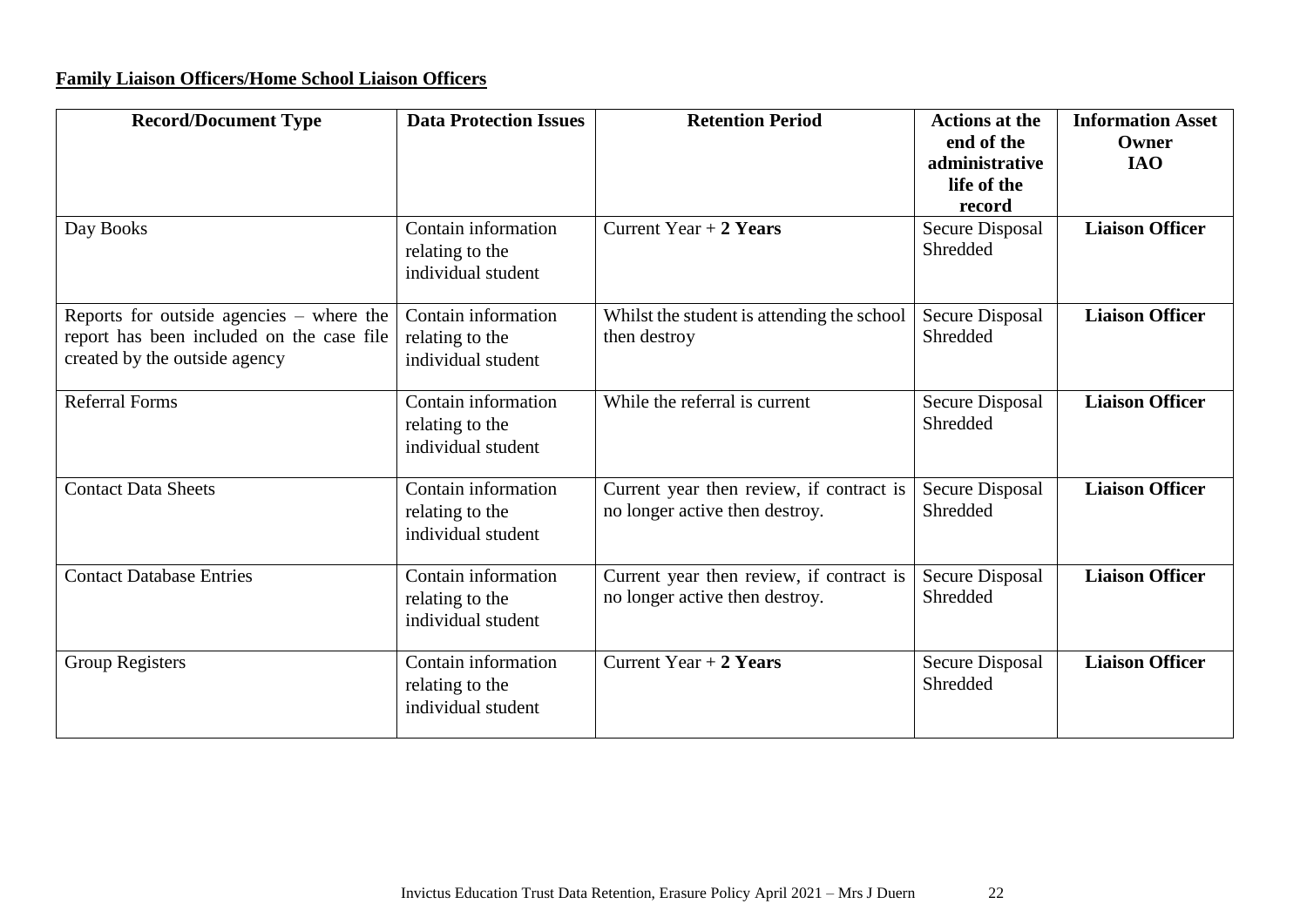**Family Liaison Officers/Home School Liaison Officers**

| Record/Document Type | Data Protection Issues | Retention Period | Actions at the end of the administrative life of the record | Information Asset Owner IAO |
|---|---|---|---|---|
| Day Books | Contain information relating to the individual student | Current Year + **2 Years** | Secure Disposal Shredded | **Liaison Officer** |
| Reports for outside agencies – where the report has been included on the case file created by the outside agency | Contain information relating to the individual student | Whilst the student is attending the school then destroy | Secure Disposal Shredded | **Liaison Officer** |
| Referral Forms | Contain information relating to the individual student | While the referral is current | Secure Disposal Shredded | **Liaison Officer** |
| Contact Data Sheets | Contain information relating to the individual student | Current year then review, if contract is no longer active then destroy. | Secure Disposal Shredded | **Liaison Officer** |
| Contact Database Entries | Contain information relating to the individual student | Current year then review, if contract is no longer active then destroy. | Secure Disposal Shredded | **Liaison Officer** |
| Group Registers | Contain information relating to the individual student | Current Year + **2 Years** | Secure Disposal Shredded | **Liaison Officer** |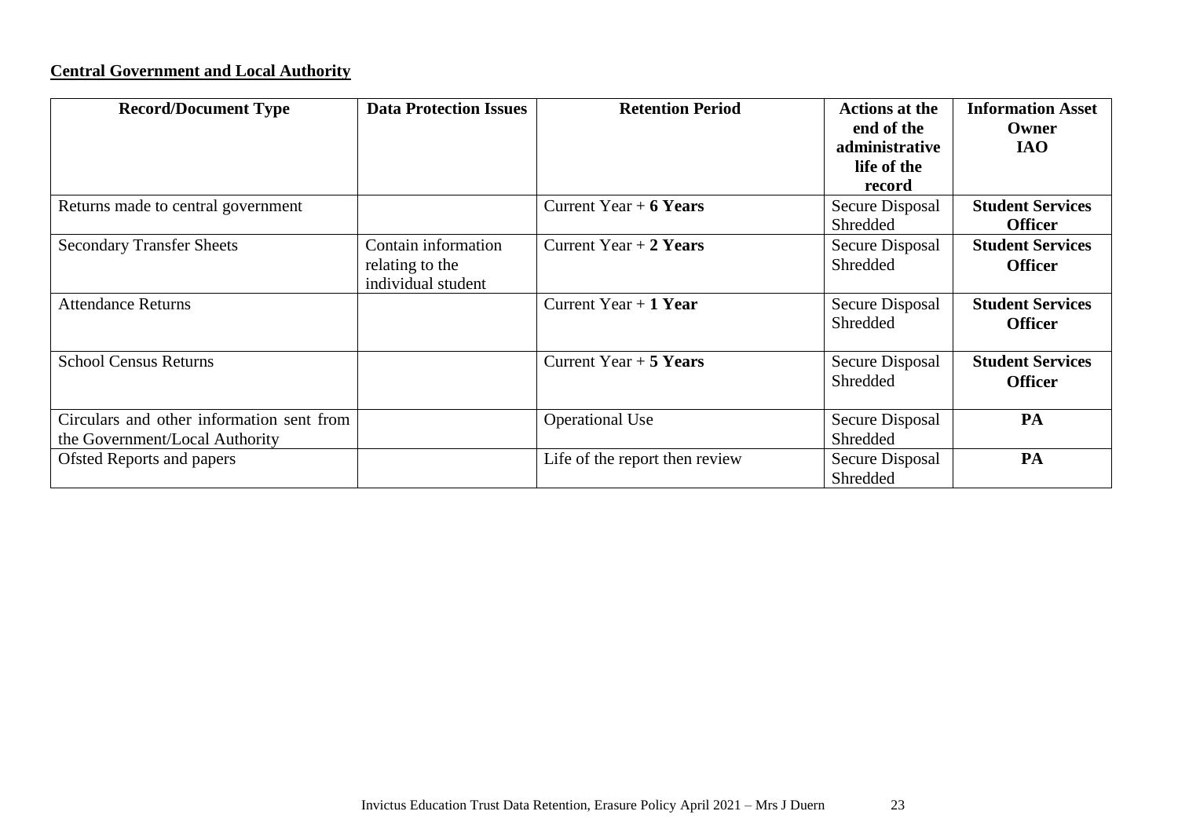**Central Government and Local Authority**

| Record/Document Type | Data Protection Issues | Retention Period | Actions at the end of the administrative life of the record | Information Asset Owner IAO |
|---|---|---|---|---|
| Returns made to central government | | Current Year + **6 Years** | Secure Disposal Shredded | **Student Services Officer** |
| Secondary Transfer Sheets | Contain information relating to the individual student | Current Year + **2 Years** | Secure Disposal Shredded | **Student Services Officer** |
| Attendance Returns | | Current Year + **1 Year** | Secure Disposal Shredded | **Student Services Officer** |
| School Census Returns | | Current Year + **5 Years** | Secure Disposal Shredded | **Student Services Officer** |
| Circulars and other information sent from the Government/Local Authority | | Operational Use | Secure Disposal Shredded | **PA** |
| Ofsted Reports and papers | | Life of the report then review | Secure Disposal Shredded | **PA** |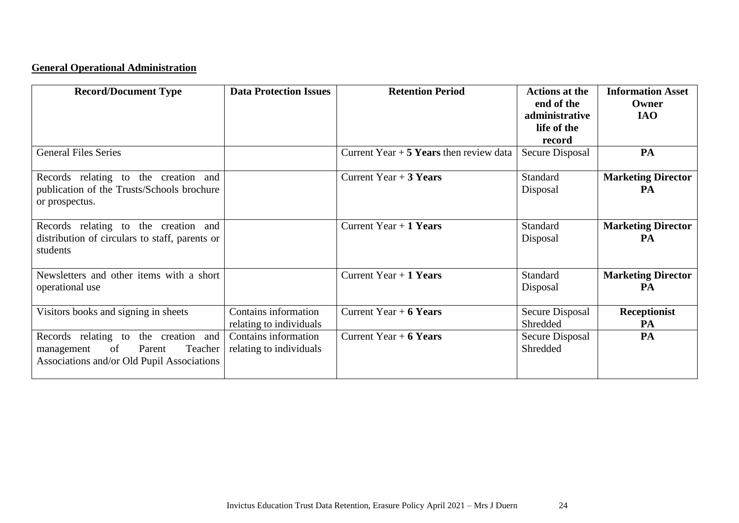## General Operational Administration

| Record/Document Type | Data Protection Issues | Retention Period | Actions at the end of the administrative life of the record | Information Asset Owner IAO |
|---|---|---|---|---|
| General Files Series | | Current Year + **5 Years** then review data | Secure Disposal | **PA** |
| Records relating to the creation and publication of the Trusts/Schools brochure or prospectus. | | Current Year + **3 Years** | Standard Disposal | **Marketing Director PA** |
| Records relating to the creation and distribution of circulars to staff, parents or students | | Current Year + **1 Years** | Standard Disposal | **Marketing Director PA** |
| Newsletters and other items with a short operational use | | Current Year + **1 Years** | Standard Disposal | **Marketing Director PA** |
| Visitors books and signing in sheets | Contains information relating to individuals | Current Year + **6 Years** | Secure Disposal Shredded | **Receptionist PA** |
| Records relating to the creation and management of Parent Teacher Associations and/or Old Pupil Associations | Contains information relating to individuals | Current Year + **6 Years** | Secure Disposal Shredded | **PA** |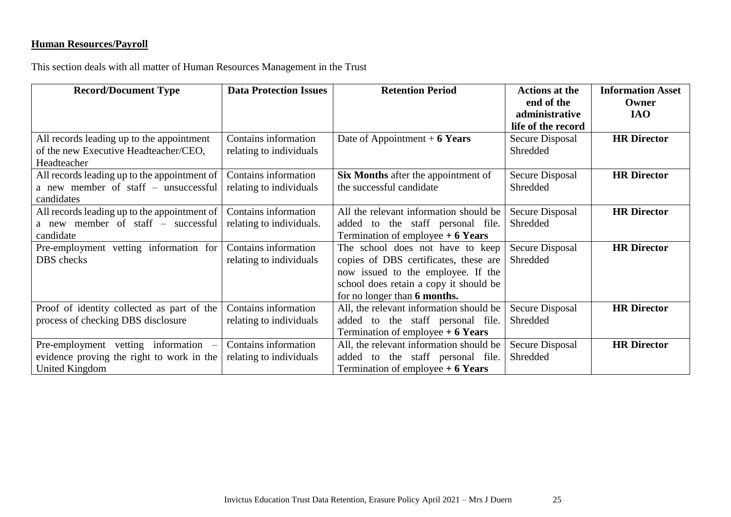**Human Resources/Payroll**

This section deals with all matter of Human Resources Management in the Trust

| Record/Document Type | Data Protection Issues | Retention Period | Actions at the end of the administrative life of the record | Information Asset Owner IAO |
|---|---|---|---|---|
| All records leading up to the appointment of the new Executive Headteacher/CEO, Headteacher | Contains information relating to individuals | Date of Appointment + **6 Years** | Secure Disposal Shredded | **HR Director** |
| All records leading up to the appointment of a new member of staff – unsuccessful candidates | Contains information relating to individuals | **Six Months** after the appointment of the successful candidate | Secure Disposal Shredded | **HR Director** |
| All records leading up to the appointment of a new member of staff – successful candidate | Contains information relating to individuals. | All the relevant information should be added to the staff personal file. Termination of employee **+ 6 Years** | Secure Disposal Shredded | **HR Director** |
| Pre-employment vetting information for DBS checks | Contains information relating to individuals | The school does not have to keep copies of DBS certificates, these are now issued to the employee. If the school does retain a copy it should be for no longer than **6 months.** | Secure Disposal Shredded | **HR Director** |
| Proof of identity collected as part of the process of checking DBS disclosure | Contains information relating to individuals | All, the relevant information should be added to the staff personal file. Termination of employee **+ 6 Years** | Secure Disposal Shredded | **HR Director** |
| Pre-employment vetting information – evidence proving the right to work in the United Kingdom | Contains information relating to individuals | All, the relevant information should be added to the staff personal file. Termination of employee **+ 6 Years** | Secure Disposal Shredded | **HR Director** |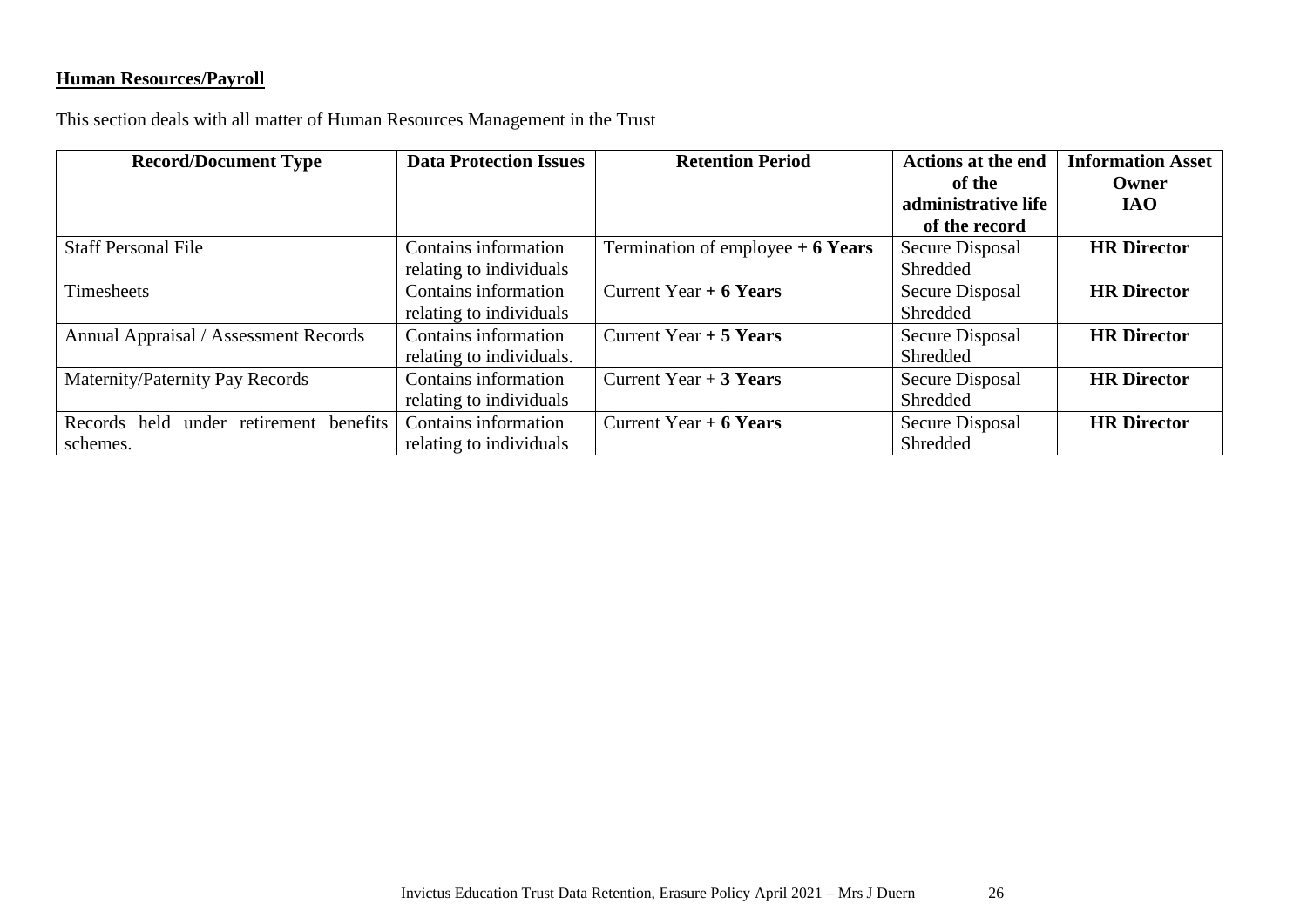**Human Resources/Payroll**

This section deals with all matter of Human Resources Management in the Trust

| Record/Document Type | Data Protection Issues | Retention Period | Actions at the end of the administrative life of the record | Information Asset Owner IAO |
|---|---|---|---|---|
| Staff Personal File | Contains information relating to individuals | Termination of employee **+ 6 Years** | Secure Disposal Shredded | **HR Director** |
| Timesheets | Contains information relating to individuals | Current Year **+ 6 Years** | Secure Disposal Shredded | **HR Director** |
| Annual Appraisal / Assessment Records | Contains information relating to individuals. | Current Year **+ 5 Years** | Secure Disposal Shredded | **HR Director** |
| Maternity/Paternity Pay Records | Contains information relating to individuals | Current Year + **3 Years** | Secure Disposal Shredded | **HR Director** |
| Records held under retirement benefits schemes. | Contains information relating to individuals | Current Year **+ 6 Years** | Secure Disposal Shredded | **HR Director** |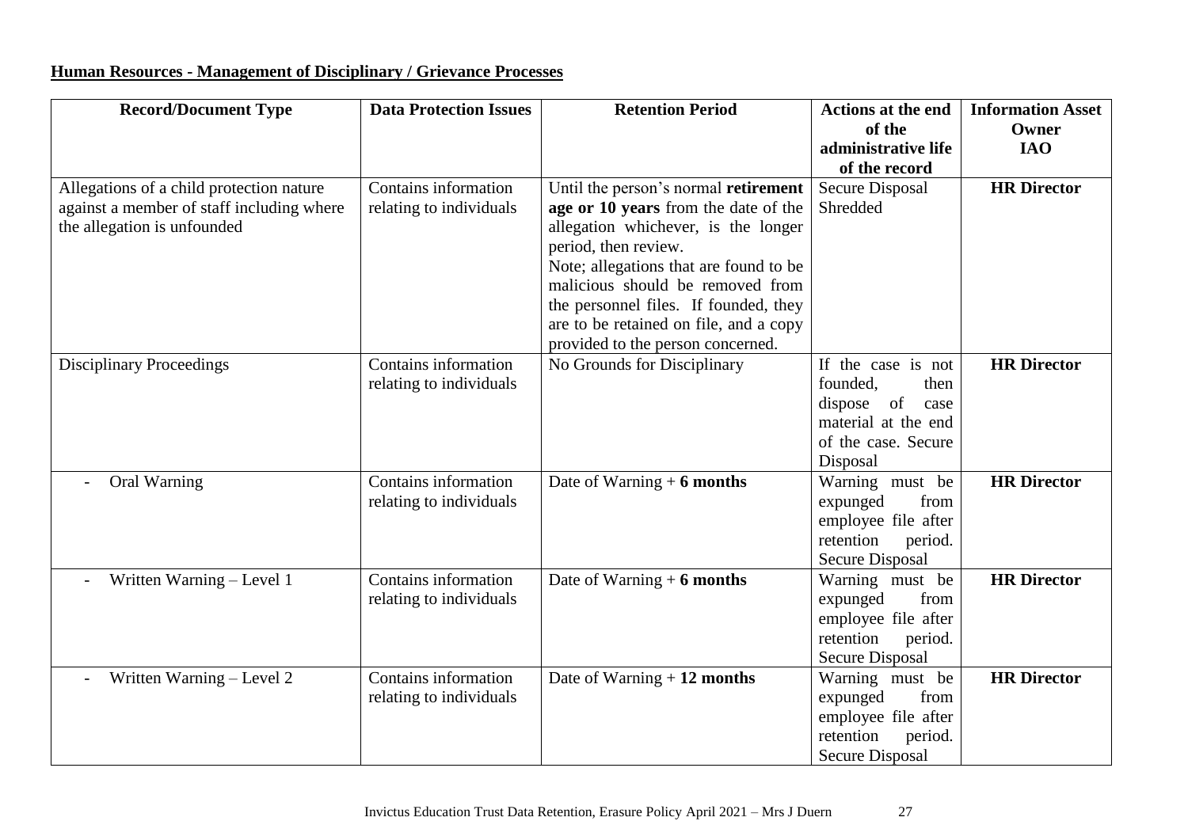**Human Resources - Management of Disciplinary / Grievance Processes**

| Record/Document Type | Data Protection Issues | Retention Period | Actions at the end of the administrative life of the record | Information Asset Owner IAO |
|---|---|---|---|---|
| Allegations of a child protection nature against a member of staff including where the allegation is unfounded | Contains information relating to individuals | Until the person's normal **retirement age or 10 years** from the date of the allegation whichever, is the longer period, then review. Note; allegations that are found to be malicious should be removed from the personnel files. If founded, they are to be retained on file, and a copy provided to the person concerned. | Secure Disposal Shredded | **HR Director** |
| Disciplinary Proceedings | Contains information relating to individuals | No Grounds for Disciplinary | If the case is not founded, then dispose of case material at the end of the case. Secure Disposal | **HR Director** |
| - Oral Warning | Contains information relating to individuals | Date of Warning + **6 months** | Warning must be expunged from employee file after retention period. Secure Disposal | **HR Director** |
| - Written Warning – Level 1 | Contains information relating to individuals | Date of Warning + **6 months** | Warning must be expunged from employee file after retention period. Secure Disposal | **HR Director** |
| - Written Warning – Level 2 | Contains information relating to individuals | Date of Warning + **12 months** | Warning must be expunged from employee file after retention period. Secure Disposal | **HR Director** |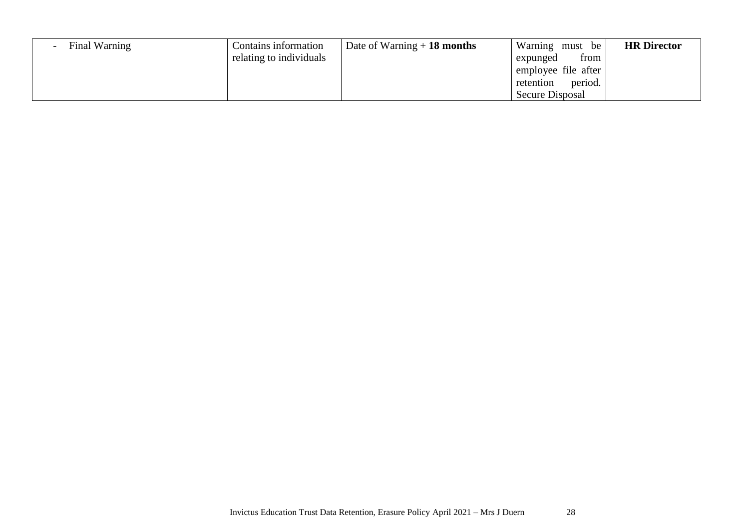| | | | | |
|---|---|---|---|---|
| - Final Warning | Contains information relating to individuals | Date of Warning + **18 months** | Warning must be expunged from employee file after retention period. Secure Disposal | **HR Director** |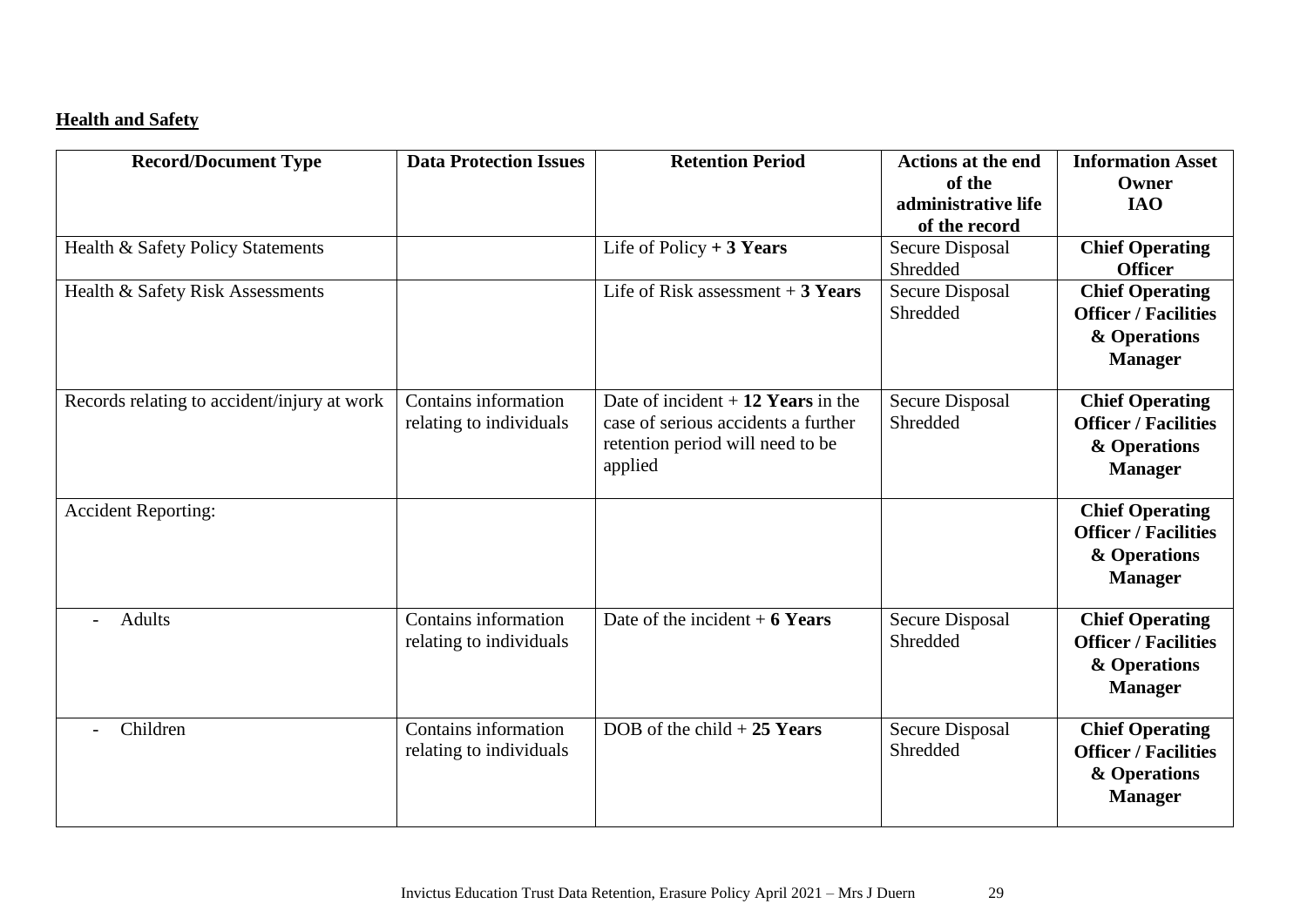**Health and Safety**

| Record/Document Type | Data Protection Issues | Retention Period | Actions at the end of the administrative life of the record | Information Asset Owner IAO |
|---|---|---|---|---|
| Health & Safety Policy Statements | | Life of Policy **+ 3 Years** | Secure Disposal Shredded | **Chief Operating Officer** |
| Health & Safety Risk Assessments | | Life of Risk assessment + **3 Years** | Secure Disposal Shredded | **Chief Operating Officer / Facilities & Operations Manager** |
| Records relating to accident/injury at work | Contains information relating to individuals | Date of incident + **12 Years** in the case of serious accidents a further retention period will need to be applied | Secure Disposal Shredded | **Chief Operating Officer / Facilities & Operations Manager** |
| Accident Reporting: | | | | **Chief Operating Officer / Facilities & Operations Manager** |
| - Adults | Contains information relating to individuals | Date of the incident + **6 Years** | Secure Disposal Shredded | **Chief Operating Officer / Facilities & Operations Manager** |
| - Children | Contains information relating to individuals | DOB of the child + **25 Years** | Secure Disposal Shredded | **Chief Operating Officer / Facilities & Operations Manager** |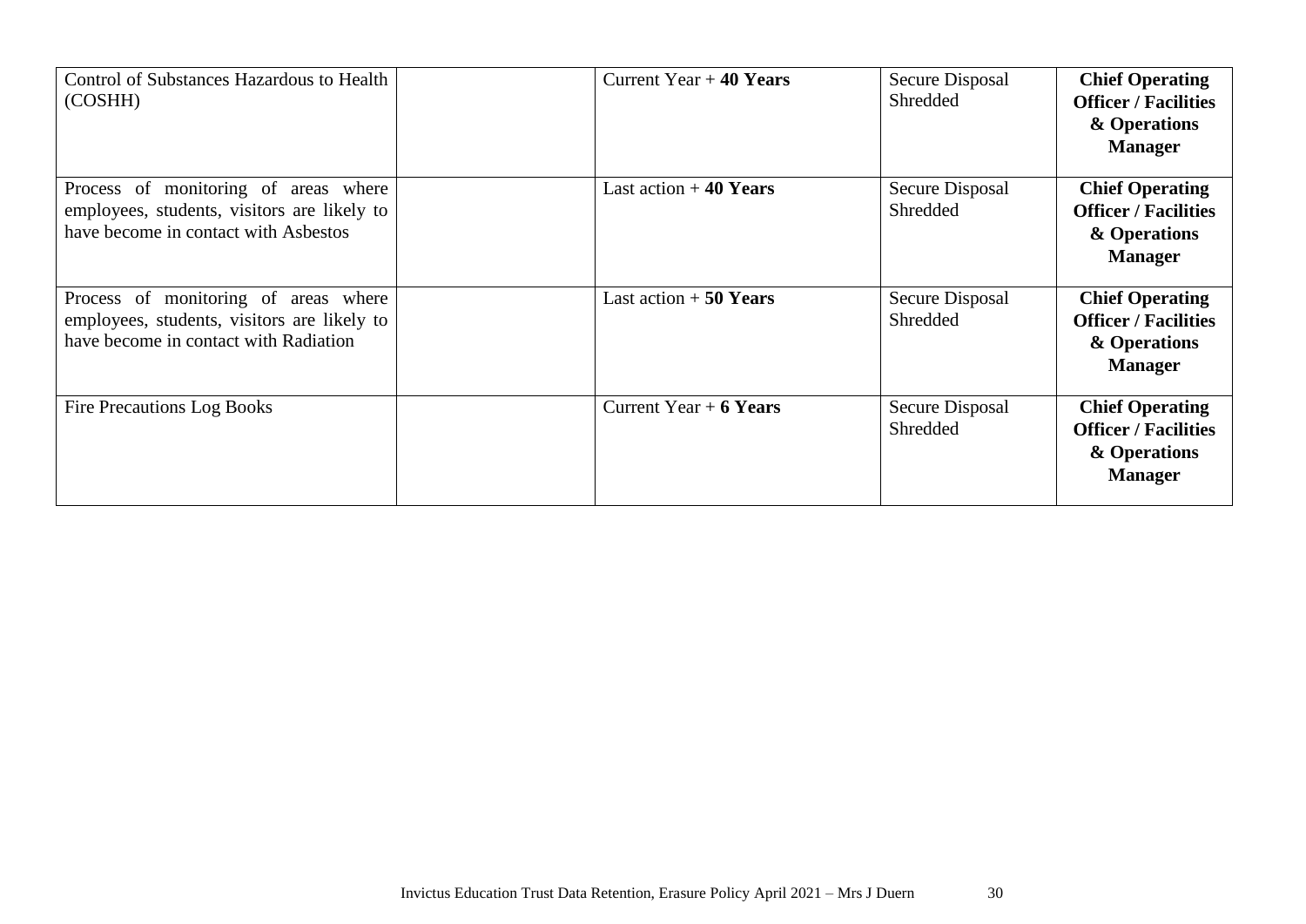| | | | | |
|---|---|---|---|---|
| Control of Substances Hazardous to Health (COSHH) | | Current Year + **40 Years** | Secure Disposal Shredded | **Chief Operating Officer / Facilities & Operations Manager** |
| Process of monitoring of areas where employees, students, visitors are likely to have become in contact with Asbestos | | Last action + **40 Years** | Secure Disposal Shredded | **Chief Operating Officer / Facilities & Operations Manager** |
| Process of monitoring of areas where employees, students, visitors are likely to have become in contact with Radiation | | Last action + **50 Years** | Secure Disposal Shredded | **Chief Operating Officer / Facilities & Operations Manager** |
| Fire Precautions Log Books | | Current Year + **6 Years** | Secure Disposal Shredded | **Chief Operating Officer / Facilities & Operations Manager** |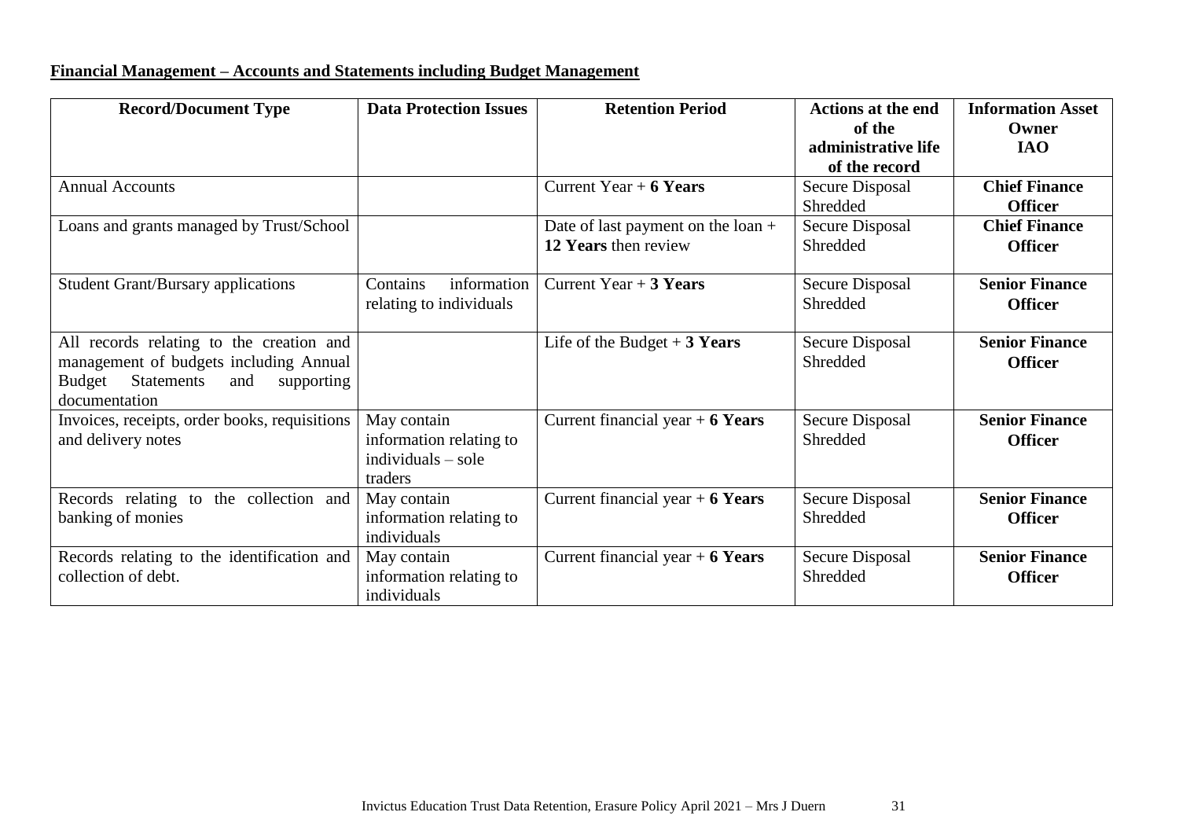**Financial Management – Accounts and Statements including Budget Management**

| Record/Document Type | Data Protection Issues | Retention Period | Actions at the end of the administrative life of the record | Information Asset Owner IAO |
|---|---|---|---|---|
| Annual Accounts | | Current Year + **6 Years** | Secure Disposal Shredded | **Chief Finance Officer** |
| Loans and grants managed by Trust/School | | Date of last payment on the loan + **12 Years** then review | Secure Disposal Shredded | **Chief Finance Officer** |
| Student Grant/Bursary applications | Contains information relating to individuals | Current Year + **3 Years** | Secure Disposal Shredded | **Senior Finance Officer** |
| All records relating to the creation and management of budgets including Annual Budget Statements and supporting documentation | | Life of the Budget + **3 Years** | Secure Disposal Shredded | **Senior Finance Officer** |
| Invoices, receipts, order books, requisitions and delivery notes | May contain information relating to individuals – sole traders | Current financial year + **6 Years** | Secure Disposal Shredded | **Senior Finance Officer** |
| Records relating to the collection and banking of monies | May contain information relating to individuals | Current financial year + **6 Years** | Secure Disposal Shredded | **Senior Finance Officer** |
| Records relating to the identification and collection of debt. | May contain information relating to individuals | Current financial year + **6 Years** | Secure Disposal Shredded | **Senior Finance Officer** |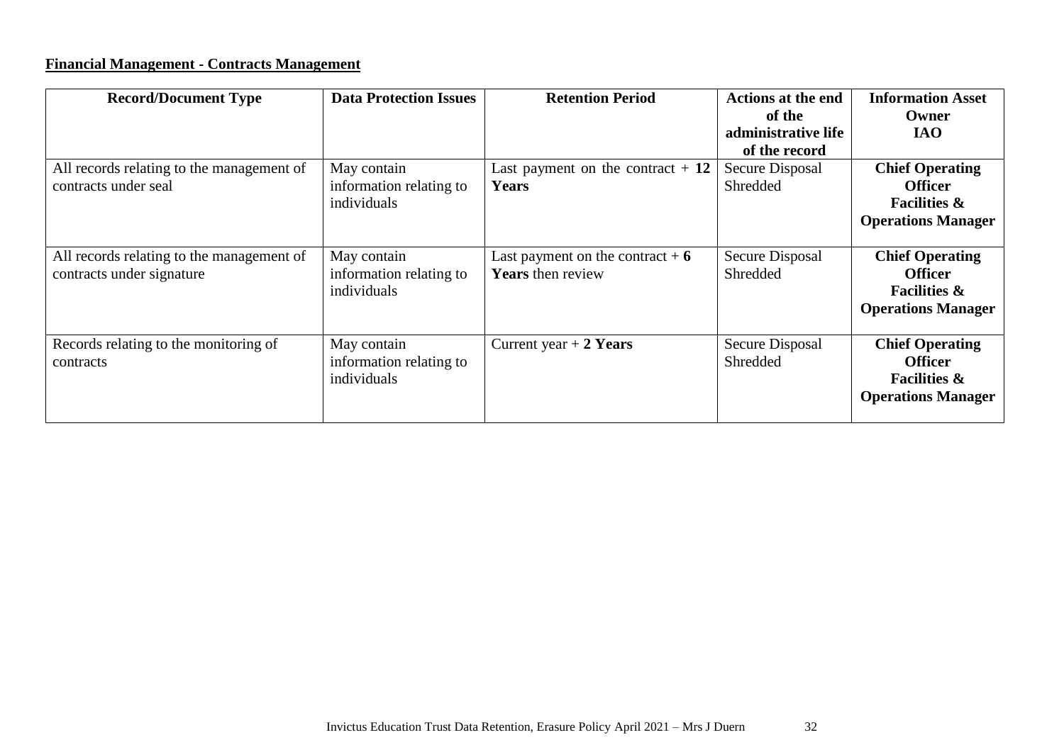**Financial Management - Contracts Management**

| Record/Document Type | Data Protection Issues | Retention Period | Actions at the end of the administrative life of the record | Information Asset Owner IAO |
|---|---|---|---|---|
| All records relating to the management of contracts under seal | May contain information relating to individuals | Last payment on the contract + **12 Years** | Secure Disposal Shredded | **Chief Operating Officer Facilities & Operations Manager** |
| All records relating to the management of contracts under signature | May contain information relating to individuals | Last payment on the contract + **6 Years** then review | Secure Disposal Shredded | **Chief Operating Officer Facilities & Operations Manager** |
| Records relating to the monitoring of contracts | May contain information relating to individuals | Current year + **2 Years** | Secure Disposal Shredded | **Chief Operating Officer Facilities & Operations Manager** |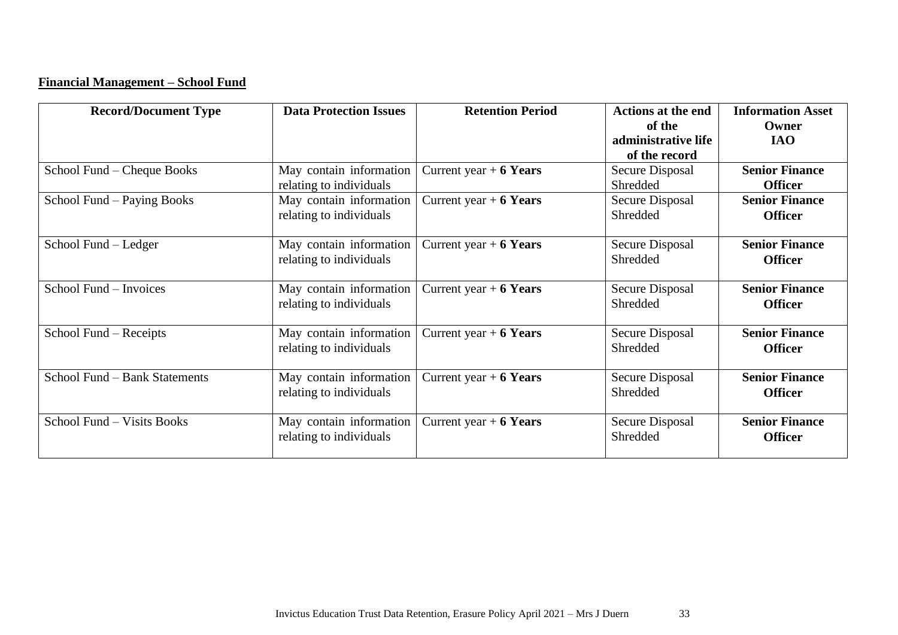**Financial Management – School Fund**

| Record/Document Type | Data Protection Issues | Retention Period | Actions at the end of the administrative life of the record | Information Asset Owner IAO |
|---|---|---|---|---|
| School Fund – Cheque Books | May contain information relating to individuals | Current year + **6 Years** | Secure Disposal Shredded | **Senior Finance Officer** |
| School Fund – Paying Books | May contain information relating to individuals | Current year + **6 Years** | Secure Disposal Shredded | **Senior Finance Officer** |
| School Fund – Ledger | May contain information relating to individuals | Current year + **6 Years** | Secure Disposal Shredded | **Senior Finance Officer** |
| School Fund – Invoices | May contain information relating to individuals | Current year + **6 Years** | Secure Disposal Shredded | **Senior Finance Officer** |
| School Fund – Receipts | May contain information relating to individuals | Current year + **6 Years** | Secure Disposal Shredded | **Senior Finance Officer** |
| School Fund – Bank Statements | May contain information relating to individuals | Current year + **6 Years** | Secure Disposal Shredded | **Senior Finance Officer** |
| School Fund – Visits Books | May contain information relating to individuals | Current year + **6 Years** | Secure Disposal Shredded | **Senior Finance Officer** |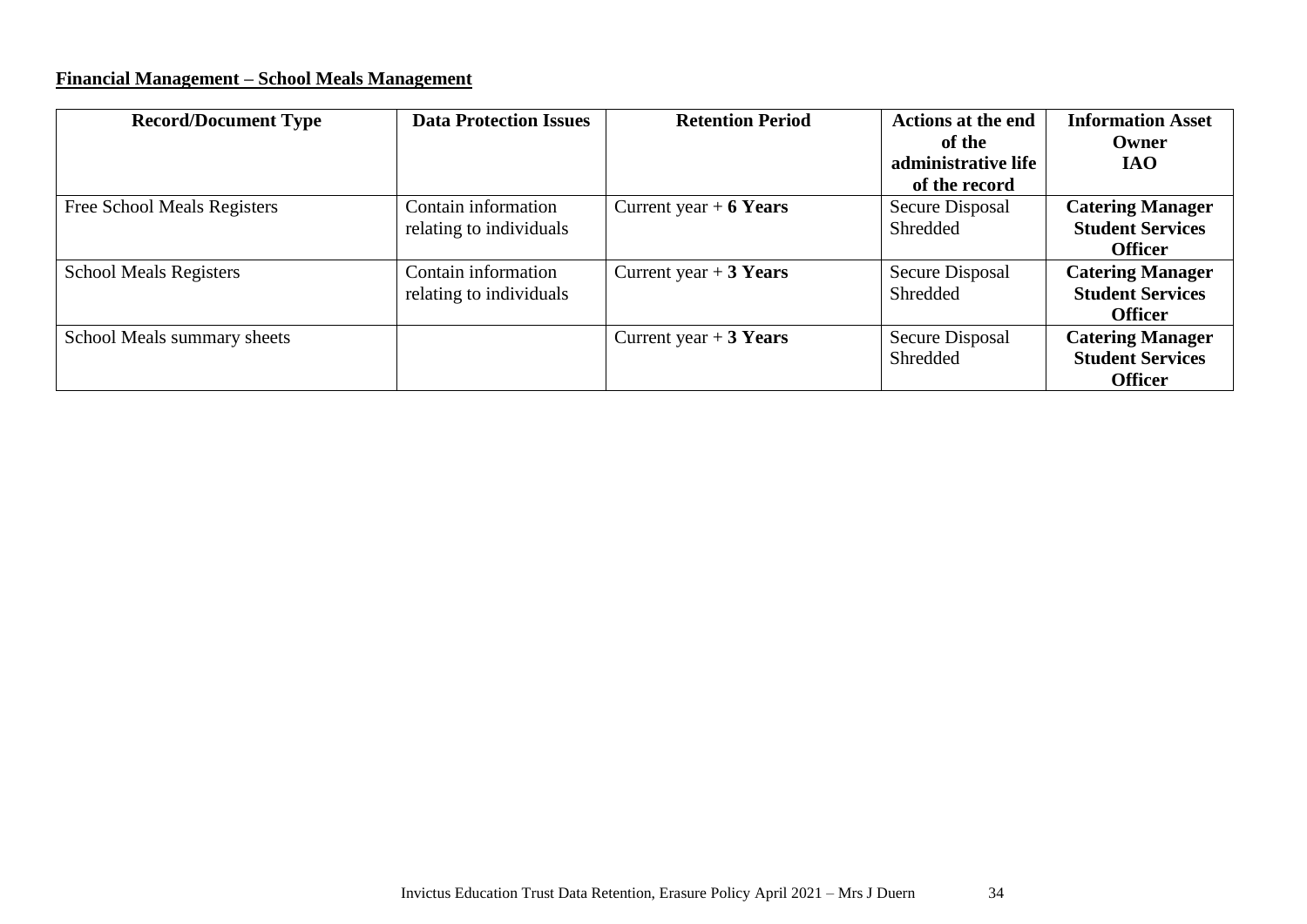**Financial Management – School Meals Management**

| **Record/Document Type** | **Data Protection Issues** | **Retention Period** | **Actions at the end of the administrative life of the record** | **Information Asset Owner IAO** |
|---|---|---|---|---|
| Free School Meals Registers | Contain information relating to individuals | Current year + **6 Years** | Secure Disposal Shredded | **Catering Manager Student Services Officer** |
| School Meals Registers | Contain information relating to individuals | Current year + **3 Years** | Secure Disposal Shredded | **Catering Manager Student Services Officer** |
| School Meals summary sheets | | Current year + **3 Years** | Secure Disposal Shredded | **Catering Manager Student Services Officer** |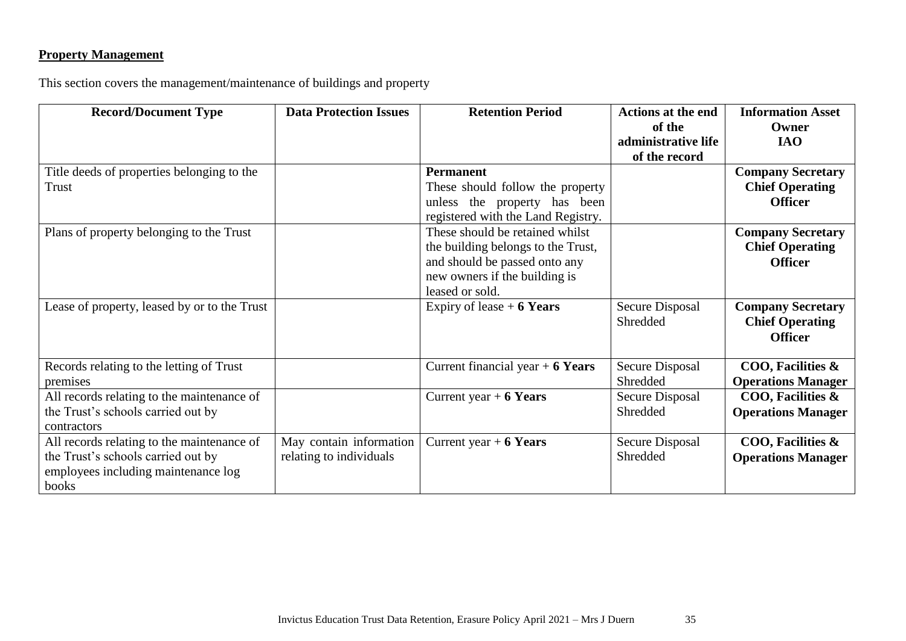**Property Management**

This section covers the management/maintenance of buildings and property

| Record/Document Type | Data Protection Issues | Retention Period | Actions at the end of the administrative life of the record | Information Asset Owner IAO |
|---|---|---|---|---|
| Title deeds of properties belonging to the Trust | | **Permanent** These should follow the property unless the property has been registered with the Land Registry. | | **Company Secretary Chief Operating Officer** |
| Plans of property belonging to the Trust | | These should be retained whilst the building belongs to the Trust, and should be passed onto any new owners if the building is leased or sold. | | **Company Secretary Chief Operating Officer** |
| Lease of property, leased by or to the Trust | | Expiry of lease + **6 Years** | Secure Disposal Shredded | **Company Secretary Chief Operating Officer** |
| Records relating to the letting of Trust premises | | Current financial year + **6 Years** | Secure Disposal Shredded | **COO, Facilities & Operations Manager** |
| All records relating to the maintenance of the Trust's schools carried out by contractors | | Current year + **6 Years** | Secure Disposal Shredded | **COO, Facilities & Operations Manager** |
| All records relating to the maintenance of the Trust's schools carried out by employees including maintenance log books | May contain information relating to individuals | Current year + **6 Years** | Secure Disposal Shredded | **COO, Facilities & Operations Manager** |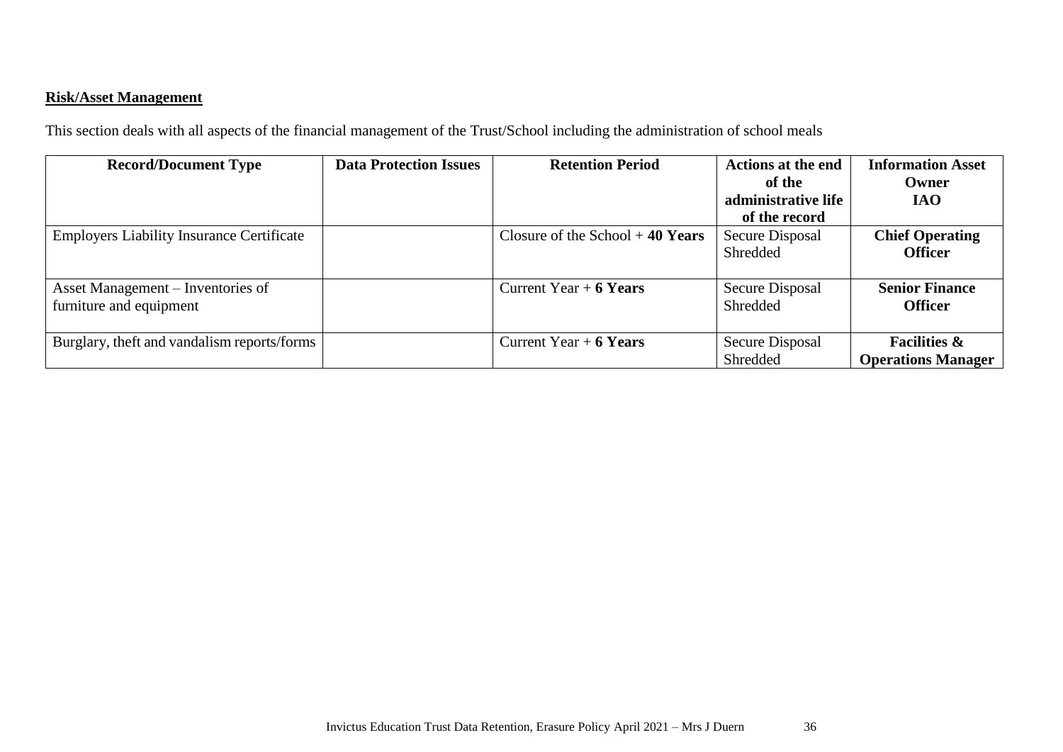**Risk/Asset Management**

This section deals with all aspects of the financial management of the Trust/School including the administration of school meals

| Record/Document Type | Data Protection Issues | Retention Period | Actions at the end of the administrative life of the record | Information Asset Owner IAO |
|---|---|---|---|---|
| Employers Liability Insurance Certificate | | Closure of the School + **40 Years** | Secure Disposal Shredded | **Chief Operating Officer** |
| Asset Management – Inventories of furniture and equipment | | Current Year + **6 Years** | Secure Disposal Shredded | **Senior Finance Officer** |
| Burglary, theft and vandalism reports/forms | | Current Year + **6 Years** | Secure Disposal Shredded | **Facilities & Operations Manager** |